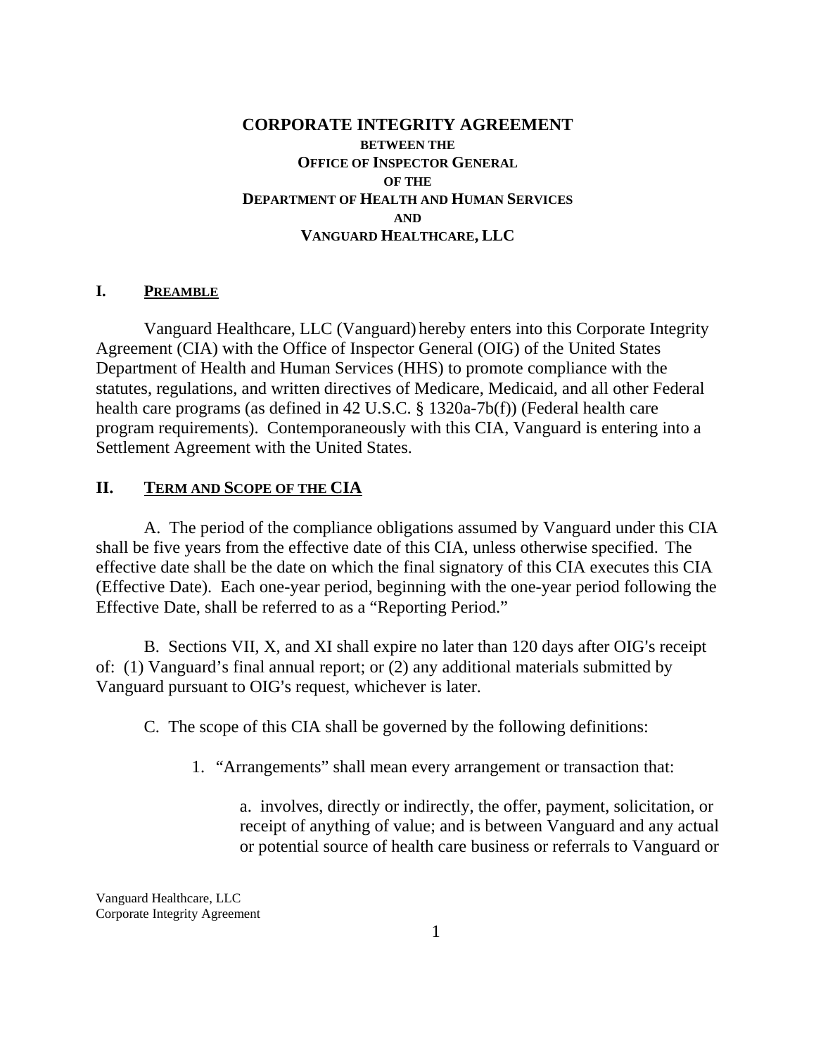# CORPORATE INTEGRITY AGREEMENT

**BETWEEN THE**
**OFFICE OF INSPECTOR GENERAL**
**OF THE**
**DEPARTMENT OF HEALTH AND HUMAN SERVICES**
**AND**
**VANGUARD HEALTHCARE, LLC**

## I. PREAMBLE

Vanguard Healthcare, LLC (Vanguard) hereby enters into this Corporate Integrity Agreement (CIA) with the Office of Inspector General (OIG) of the United States Department of Health and Human Services (HHS) to promote compliance with the statutes, regulations, and written directives of Medicare, Medicaid, and all other Federal health care programs (as defined in 42 U.S.C. § 1320a-7b(f)) (Federal health care program requirements). Contemporaneously with this CIA, Vanguard is entering into a Settlement Agreement with the United States.

## II. TERM AND SCOPE OF THE CIA

A. The period of the compliance obligations assumed by Vanguard under this CIA shall be five years from the effective date of this CIA, unless otherwise specified. The effective date shall be the date on which the final signatory of this CIA executes this CIA (Effective Date). Each one-year period, beginning with the one-year period following the Effective Date, shall be referred to as a "Reporting Period."

B. Sections VII, X, and XI shall expire no later than 120 days after OIG's receipt of: (1) Vanguard's final annual report; or (2) any additional materials submitted by Vanguard pursuant to OIG's request, whichever is later.

C. The scope of this CIA shall be governed by the following definitions:

1. "Arrangements" shall mean every arrangement or transaction that:

   a. involves, directly or indirectly, the offer, payment, solicitation, or receipt of anything of value; and is between Vanguard and any actual or potential source of health care business or referrals to Vanguard or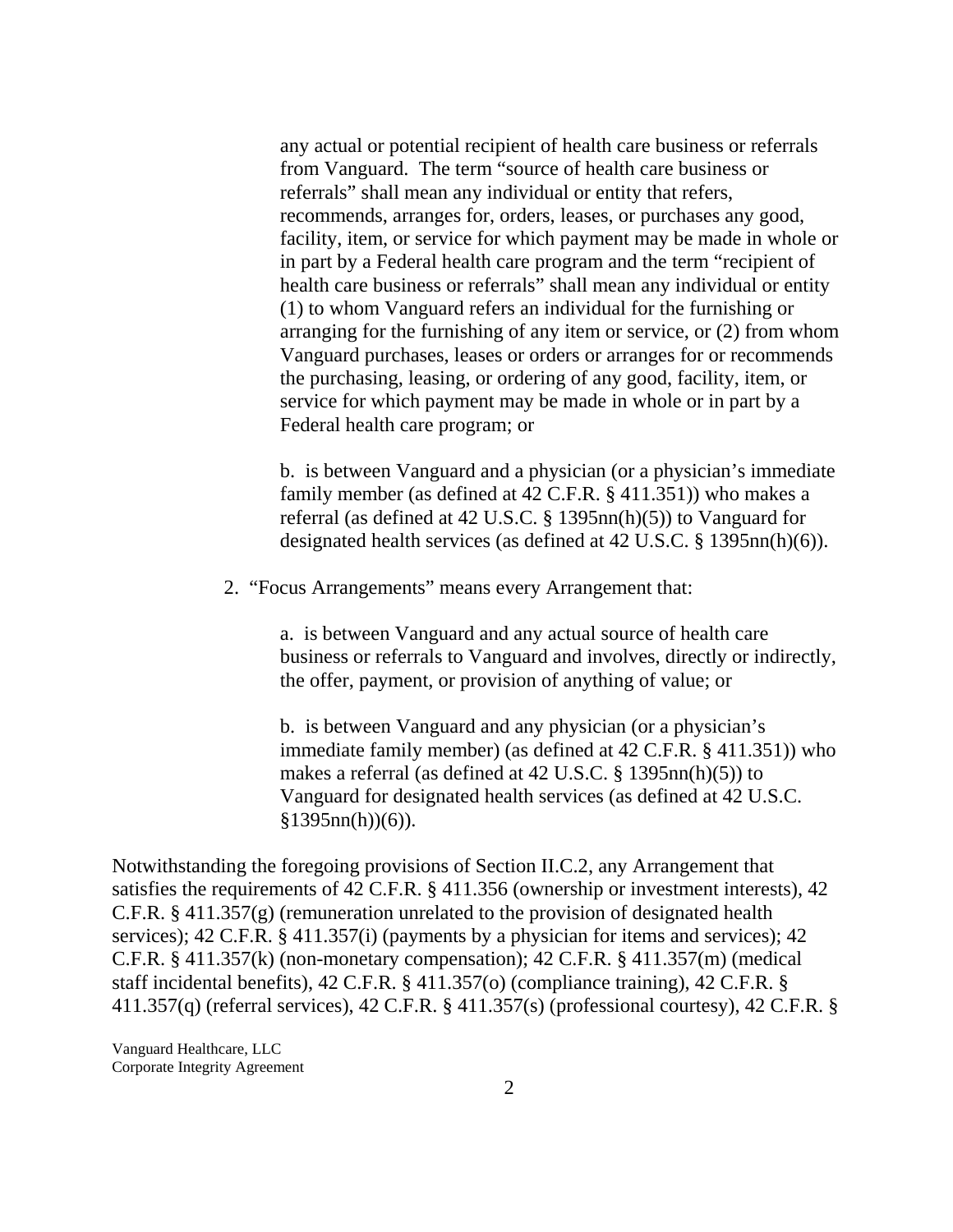any actual or potential recipient of health care business or referrals from Vanguard. The term "source of health care business or referrals" shall mean any individual or entity that refers, recommends, arranges for, orders, leases, or purchases any good, facility, item, or service for which payment may be made in whole or in part by a Federal health care program and the term "recipient of health care business or referrals" shall mean any individual or entity (1) to whom Vanguard refers an individual for the furnishing or arranging for the furnishing of any item or service, or (2) from whom Vanguard purchases, leases or orders or arranges for or recommends the purchasing, leasing, or ordering of any good, facility, item, or service for which payment may be made in whole or in part by a Federal health care program; or

b. is between Vanguard and a physician (or a physician's immediate family member (as defined at 42 C.F.R. § 411.351)) who makes a referral (as defined at 42 U.S.C. § 1395nn(h)(5)) to Vanguard for designated health services (as defined at 42 U.S.C. § 1395nn(h)(6)).

2. "Focus Arrangements" means every Arrangement that:

a. is between Vanguard and any actual source of health care business or referrals to Vanguard and involves, directly or indirectly, the offer, payment, or provision of anything of value; or

b. is between Vanguard and any physician (or a physician's immediate family member) (as defined at 42 C.F.R. § 411.351)) who makes a referral (as defined at 42 U.S.C. § 1395nn(h)(5)) to Vanguard for designated health services (as defined at 42 U.S.C. §1395nn(h))(6)).

Notwithstanding the foregoing provisions of Section II.C.2, any Arrangement that satisfies the requirements of 42 C.F.R. § 411.356 (ownership or investment interests), 42 C.F.R. § 411.357(g) (remuneration unrelated to the provision of designated health services); 42 C.F.R. § 411.357(i) (payments by a physician for items and services); 42 C.F.R. § 411.357(k) (non-monetary compensation); 42 C.F.R. § 411.357(m) (medical staff incidental benefits), 42 C.F.R. § 411.357(o) (compliance training), 42 C.F.R. § 411.357(q) (referral services), 42 C.F.R. § 411.357(s) (professional courtesy), 42 C.F.R. §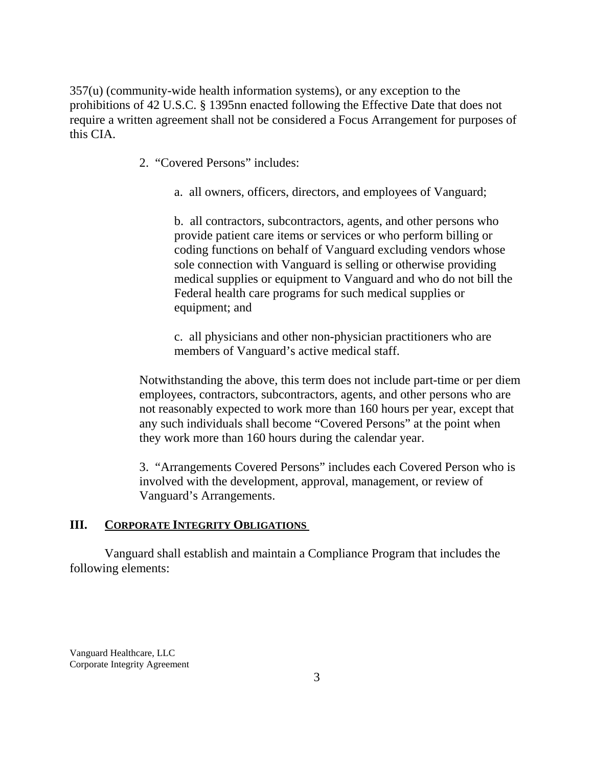357(u) (community-wide health information systems), or any exception to the prohibitions of 42 U.S.C. § 1395nn enacted following the Effective Date that does not require a written agreement shall not be considered a Focus Arrangement for purposes of this CIA.

2. "Covered Persons" includes:

a. all owners, officers, directors, and employees of Vanguard;

b. all contractors, subcontractors, agents, and other persons who provide patient care items or services or who perform billing or coding functions on behalf of Vanguard excluding vendors whose sole connection with Vanguard is selling or otherwise providing medical supplies or equipment to Vanguard and who do not bill the Federal health care programs for such medical supplies or equipment; and

c. all physicians and other non-physician practitioners who are members of Vanguard's active medical staff.

Notwithstanding the above, this term does not include part-time or per diem employees, contractors, subcontractors, agents, and other persons who are not reasonably expected to work more than 160 hours per year, except that any such individuals shall become "Covered Persons" at the point when they work more than 160 hours during the calendar year.

3. "Arrangements Covered Persons" includes each Covered Person who is involved with the development, approval, management, or review of Vanguard's Arrangements.

## III. Corporate Integrity Obligations

Vanguard shall establish and maintain a Compliance Program that includes the following elements: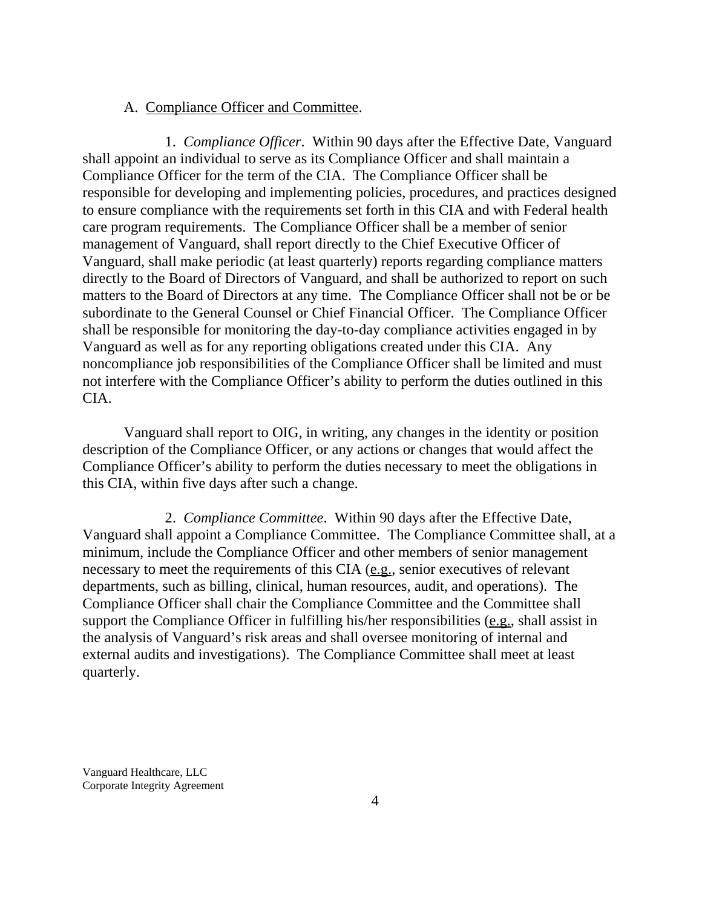A. Compliance Officer and Committee.

1. *Compliance Officer*. Within 90 days after the Effective Date, Vanguard shall appoint an individual to serve as its Compliance Officer and shall maintain a Compliance Officer for the term of the CIA. The Compliance Officer shall be responsible for developing and implementing policies, procedures, and practices designed to ensure compliance with the requirements set forth in this CIA and with Federal health care program requirements. The Compliance Officer shall be a member of senior management of Vanguard, shall report directly to the Chief Executive Officer of Vanguard, shall make periodic (at least quarterly) reports regarding compliance matters directly to the Board of Directors of Vanguard, and shall be authorized to report on such matters to the Board of Directors at any time. The Compliance Officer shall not be or be subordinate to the General Counsel or Chief Financial Officer. The Compliance Officer shall be responsible for monitoring the day-to-day compliance activities engaged in by Vanguard as well as for any reporting obligations created under this CIA. Any noncompliance job responsibilities of the Compliance Officer shall be limited and must not interfere with the Compliance Officer's ability to perform the duties outlined in this CIA.

Vanguard shall report to OIG, in writing, any changes in the identity or position description of the Compliance Officer, or any actions or changes that would affect the Compliance Officer's ability to perform the duties necessary to meet the obligations in this CIA, within five days after such a change.

2. *Compliance Committee*. Within 90 days after the Effective Date, Vanguard shall appoint a Compliance Committee. The Compliance Committee shall, at a minimum, include the Compliance Officer and other members of senior management necessary to meet the requirements of this CIA (e.g., senior executives of relevant departments, such as billing, clinical, human resources, audit, and operations). The Compliance Officer shall chair the Compliance Committee and the Committee shall support the Compliance Officer in fulfilling his/her responsibilities (e.g., shall assist in the analysis of Vanguard's risk areas and shall oversee monitoring of internal and external audits and investigations). The Compliance Committee shall meet at least quarterly.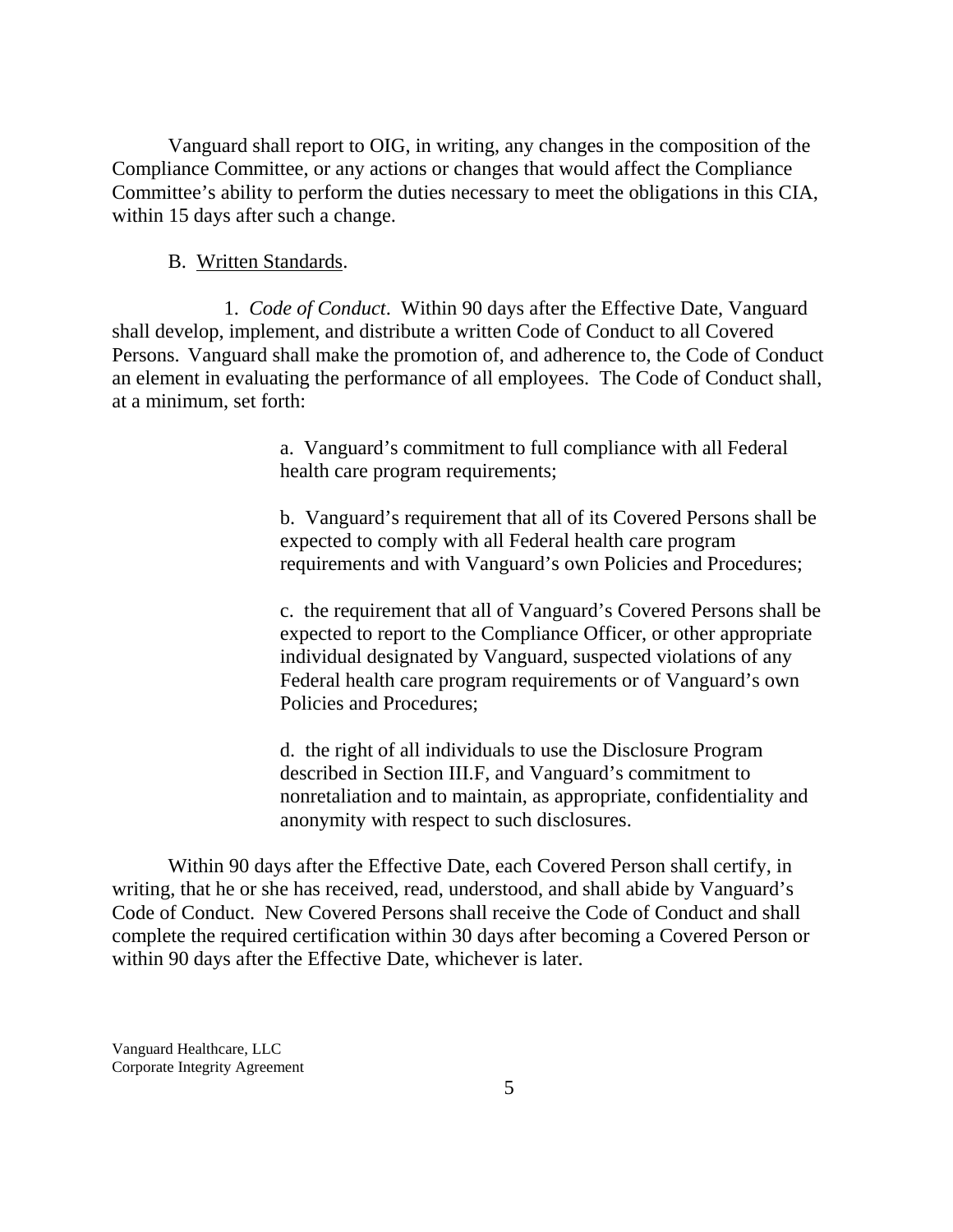Vanguard shall report to OIG, in writing, any changes in the composition of the Compliance Committee, or any actions or changes that would affect the Compliance Committee's ability to perform the duties necessary to meet the obligations in this CIA, within 15 days after such a change.

B. Written Standards.

1. *Code of Conduct*. Within 90 days after the Effective Date, Vanguard shall develop, implement, and distribute a written Code of Conduct to all Covered Persons. Vanguard shall make the promotion of, and adherence to, the Code of Conduct an element in evaluating the performance of all employees. The Code of Conduct shall, at a minimum, set forth:

> a. Vanguard's commitment to full compliance with all Federal health care program requirements;
>
> b. Vanguard's requirement that all of its Covered Persons shall be expected to comply with all Federal health care program requirements and with Vanguard's own Policies and Procedures;
>
> c. the requirement that all of Vanguard's Covered Persons shall be expected to report to the Compliance Officer, or other appropriate individual designated by Vanguard, suspected violations of any Federal health care program requirements or of Vanguard's own Policies and Procedures;
>
> d. the right of all individuals to use the Disclosure Program described in Section III.F, and Vanguard's commitment to nonretaliation and to maintain, as appropriate, confidentiality and anonymity with respect to such disclosures.

Within 90 days after the Effective Date, each Covered Person shall certify, in writing, that he or she has received, read, understood, and shall abide by Vanguard's Code of Conduct. New Covered Persons shall receive the Code of Conduct and shall complete the required certification within 30 days after becoming a Covered Person or within 90 days after the Effective Date, whichever is later.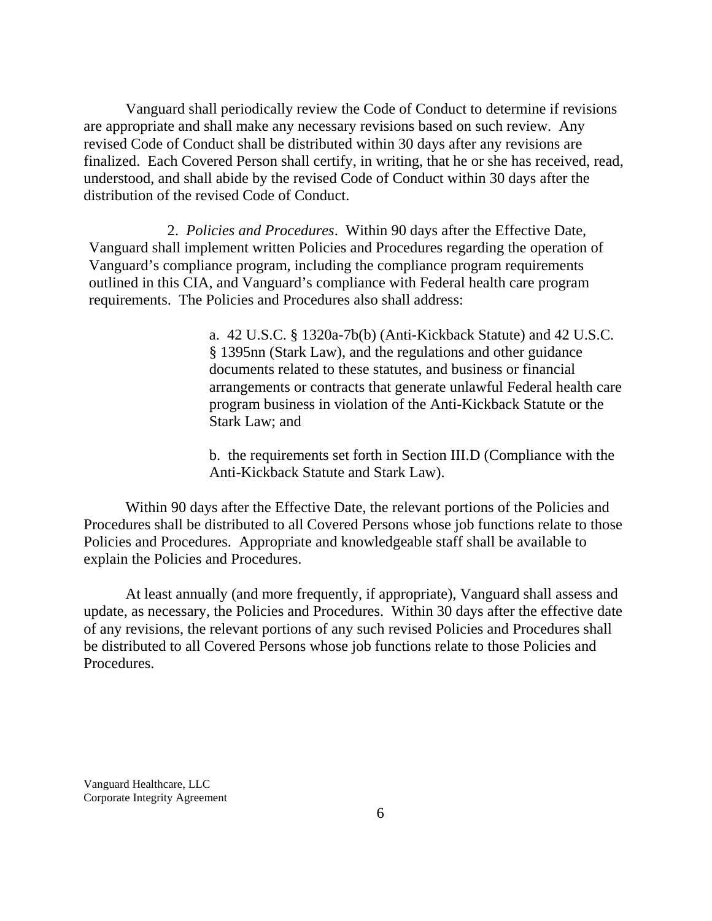Vanguard shall periodically review the Code of Conduct to determine if revisions are appropriate and shall make any necessary revisions based on such review. Any revised Code of Conduct shall be distributed within 30 days after any revisions are finalized. Each Covered Person shall certify, in writing, that he or she has received, read, understood, and shall abide by the revised Code of Conduct within 30 days after the distribution of the revised Code of Conduct.

2. *Policies and Procedures*. Within 90 days after the Effective Date, Vanguard shall implement written Policies and Procedures regarding the operation of Vanguard's compliance program, including the compliance program requirements outlined in this CIA, and Vanguard's compliance with Federal health care program requirements. The Policies and Procedures also shall address:

> a. 42 U.S.C. § 1320a-7b(b) (Anti-Kickback Statute) and 42 U.S.C. § 1395nn (Stark Law), and the regulations and other guidance documents related to these statutes, and business or financial arrangements or contracts that generate unlawful Federal health care program business in violation of the Anti-Kickback Statute or the Stark Law; and
>
> b. the requirements set forth in Section III.D (Compliance with the Anti-Kickback Statute and Stark Law).

Within 90 days after the Effective Date, the relevant portions of the Policies and Procedures shall be distributed to all Covered Persons whose job functions relate to those Policies and Procedures. Appropriate and knowledgeable staff shall be available to explain the Policies and Procedures.

At least annually (and more frequently, if appropriate), Vanguard shall assess and update, as necessary, the Policies and Procedures. Within 30 days after the effective date of any revisions, the relevant portions of any such revised Policies and Procedures shall be distributed to all Covered Persons whose job functions relate to those Policies and Procedures.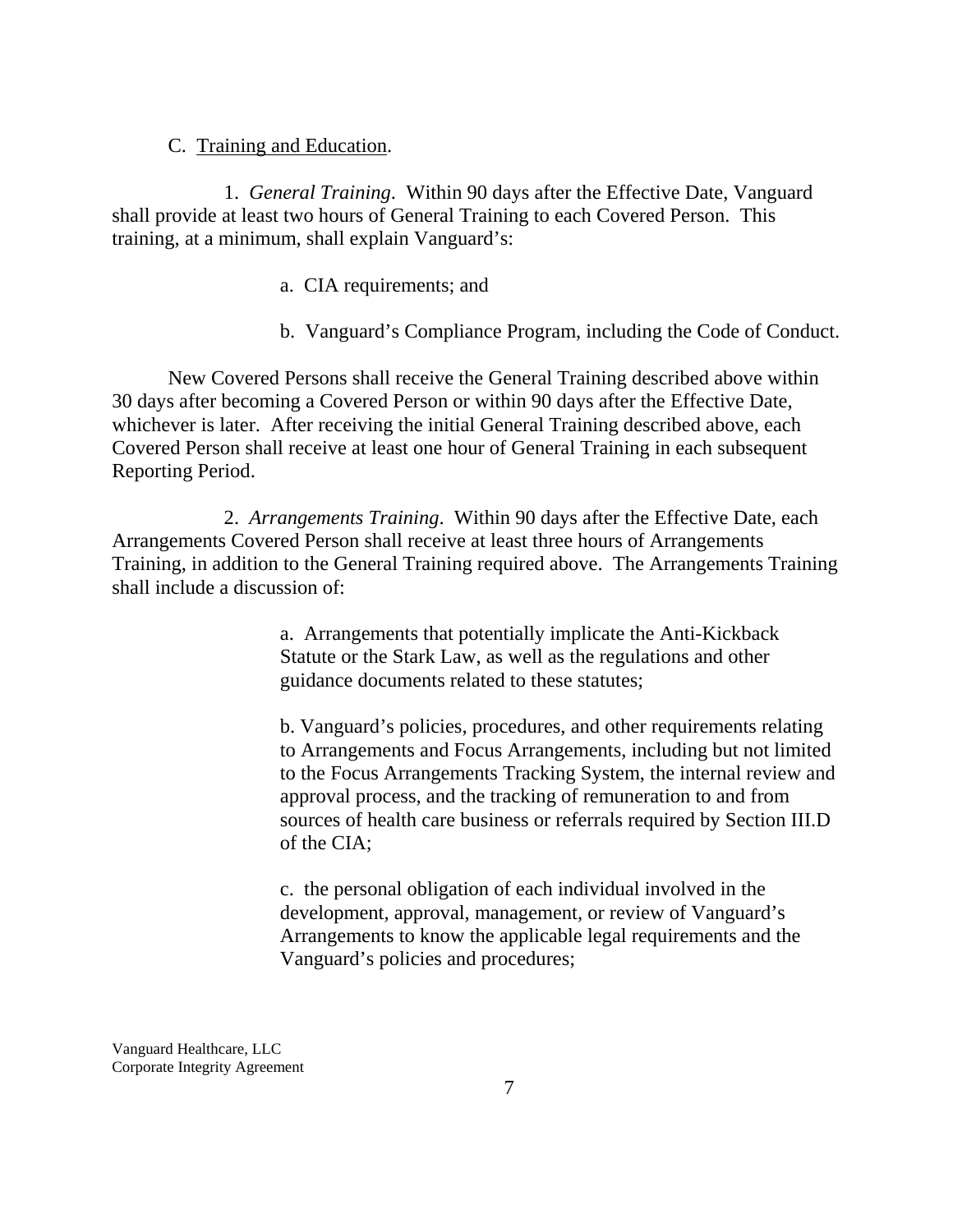C. Training and Education.

1. *General Training*. Within 90 days after the Effective Date, Vanguard shall provide at least two hours of General Training to each Covered Person. This training, at a minimum, shall explain Vanguard's:

a. CIA requirements; and

b. Vanguard's Compliance Program, including the Code of Conduct.

New Covered Persons shall receive the General Training described above within 30 days after becoming a Covered Person or within 90 days after the Effective Date, whichever is later. After receiving the initial General Training described above, each Covered Person shall receive at least one hour of General Training in each subsequent Reporting Period.

2. *Arrangements Training*. Within 90 days after the Effective Date, each Arrangements Covered Person shall receive at least three hours of Arrangements Training, in addition to the General Training required above. The Arrangements Training shall include a discussion of:

a. Arrangements that potentially implicate the Anti-Kickback Statute or the Stark Law, as well as the regulations and other guidance documents related to these statutes;

b. Vanguard's policies, procedures, and other requirements relating to Arrangements and Focus Arrangements, including but not limited to the Focus Arrangements Tracking System, the internal review and approval process, and the tracking of remuneration to and from sources of health care business or referrals required by Section III.D of the CIA;

c. the personal obligation of each individual involved in the development, approval, management, or review of Vanguard's Arrangements to know the applicable legal requirements and the Vanguard's policies and procedures;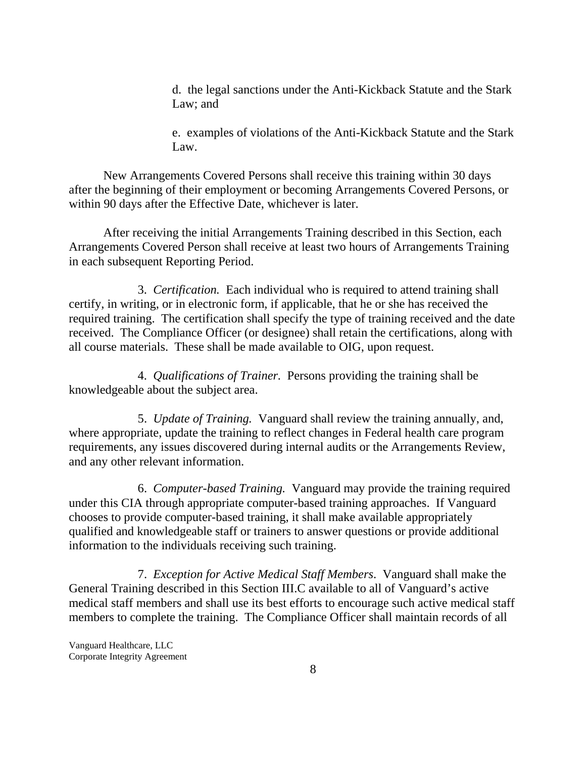d. the legal sanctions under the Anti-Kickback Statute and the Stark Law; and

e. examples of violations of the Anti-Kickback Statute and the Stark Law.

New Arrangements Covered Persons shall receive this training within 30 days after the beginning of their employment or becoming Arrangements Covered Persons, or within 90 days after the Effective Date, whichever is later.

After receiving the initial Arrangements Training described in this Section, each Arrangements Covered Person shall receive at least two hours of Arrangements Training in each subsequent Reporting Period.

3. *Certification.* Each individual who is required to attend training shall certify, in writing, or in electronic form, if applicable, that he or she has received the required training. The certification shall specify the type of training received and the date received. The Compliance Officer (or designee) shall retain the certifications, along with all course materials. These shall be made available to OIG, upon request.

4. *Qualifications of Trainer.* Persons providing the training shall be knowledgeable about the subject area.

5. *Update of Training.* Vanguard shall review the training annually, and, where appropriate, update the training to reflect changes in Federal health care program requirements, any issues discovered during internal audits or the Arrangements Review, and any other relevant information.

6. *Computer-based Training.* Vanguard may provide the training required under this CIA through appropriate computer-based training approaches. If Vanguard chooses to provide computer-based training, it shall make available appropriately qualified and knowledgeable staff or trainers to answer questions or provide additional information to the individuals receiving such training.

7. *Exception for Active Medical Staff Members*. Vanguard shall make the General Training described in this Section III.C available to all of Vanguard's active medical staff members and shall use its best efforts to encourage such active medical staff members to complete the training. The Compliance Officer shall maintain records of all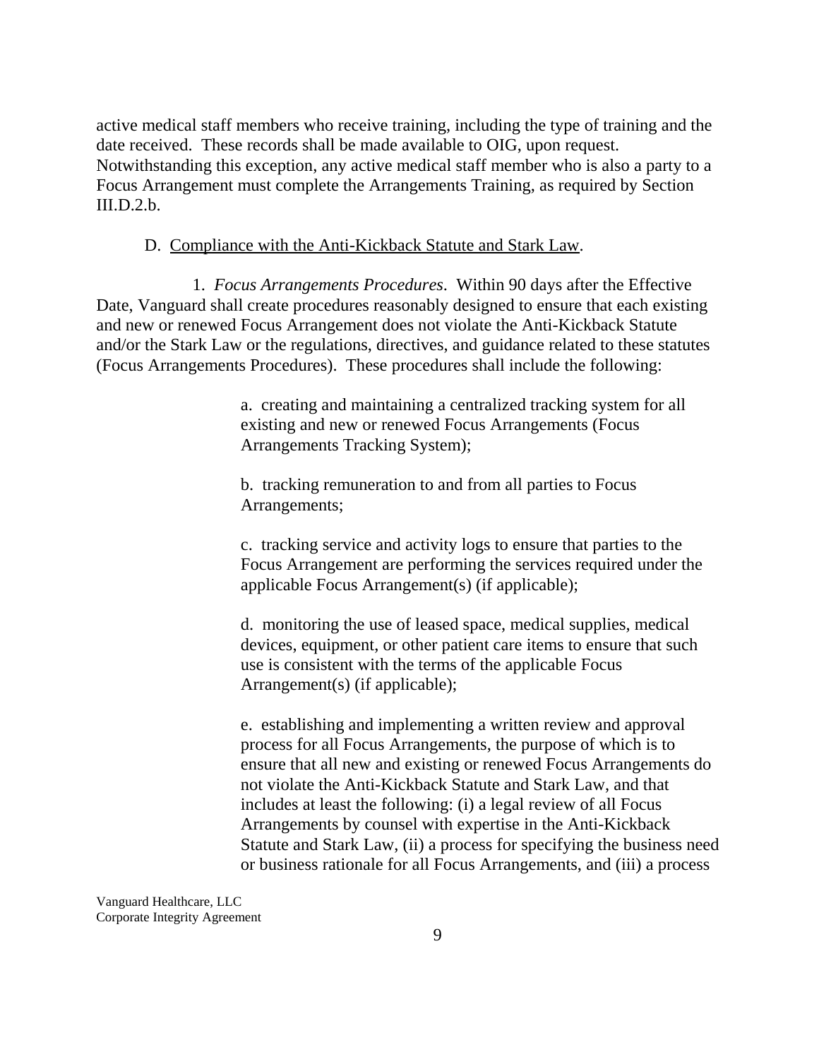active medical staff members who receive training, including the type of training and the date received. These records shall be made available to OIG, upon request. Notwithstanding this exception, any active medical staff member who is also a party to a Focus Arrangement must complete the Arrangements Training, as required by Section III.D.2.b.

D. <u>Compliance with the Anti-Kickback Statute and Stark Law</u>.

1. *Focus Arrangements Procedures*. Within 90 days after the Effective Date, Vanguard shall create procedures reasonably designed to ensure that each existing and new or renewed Focus Arrangement does not violate the Anti-Kickback Statute and/or the Stark Law or the regulations, directives, and guidance related to these statutes (Focus Arrangements Procedures). These procedures shall include the following:

a. creating and maintaining a centralized tracking system for all existing and new or renewed Focus Arrangements (Focus Arrangements Tracking System);

b. tracking remuneration to and from all parties to Focus Arrangements;

c. tracking service and activity logs to ensure that parties to the Focus Arrangement are performing the services required under the applicable Focus Arrangement(s) (if applicable);

d. monitoring the use of leased space, medical supplies, medical devices, equipment, or other patient care items to ensure that such use is consistent with the terms of the applicable Focus Arrangement(s) (if applicable);

e. establishing and implementing a written review and approval process for all Focus Arrangements, the purpose of which is to ensure that all new and existing or renewed Focus Arrangements do not violate the Anti-Kickback Statute and Stark Law, and that includes at least the following: (i) a legal review of all Focus Arrangements by counsel with expertise in the Anti-Kickback Statute and Stark Law, (ii) a process for specifying the business need or business rationale for all Focus Arrangements, and (iii) a process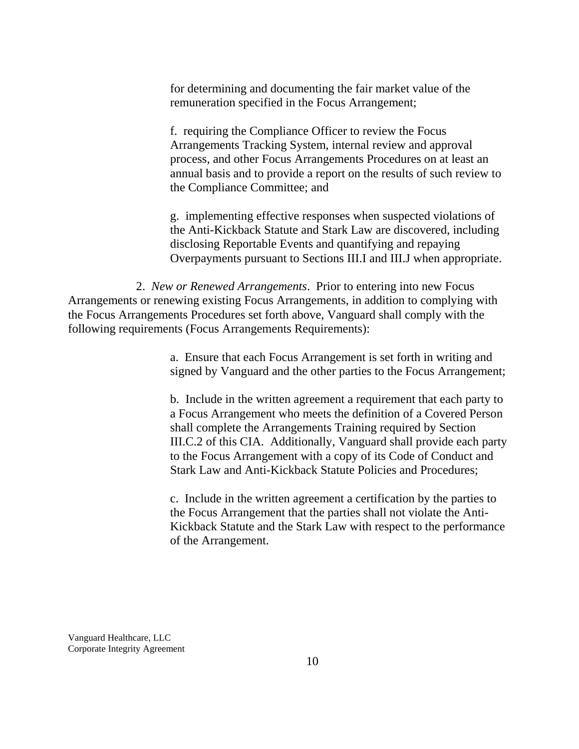for determining and documenting the fair market value of the remuneration specified in the Focus Arrangement;

f. requiring the Compliance Officer to review the Focus Arrangements Tracking System, internal review and approval process, and other Focus Arrangements Procedures on at least an annual basis and to provide a report on the results of such review to the Compliance Committee; and

g. implementing effective responses when suspected violations of the Anti-Kickback Statute and Stark Law are discovered, including disclosing Reportable Events and quantifying and repaying Overpayments pursuant to Sections III.I and III.J when appropriate.

2. *New or Renewed Arrangements*. Prior to entering into new Focus Arrangements or renewing existing Focus Arrangements, in addition to complying with the Focus Arrangements Procedures set forth above, Vanguard shall comply with the following requirements (Focus Arrangements Requirements):

a. Ensure that each Focus Arrangement is set forth in writing and signed by Vanguard and the other parties to the Focus Arrangement;

b. Include in the written agreement a requirement that each party to a Focus Arrangement who meets the definition of a Covered Person shall complete the Arrangements Training required by Section III.C.2 of this CIA. Additionally, Vanguard shall provide each party to the Focus Arrangement with a copy of its Code of Conduct and Stark Law and Anti-Kickback Statute Policies and Procedures;

c. Include in the written agreement a certification by the parties to the Focus Arrangement that the parties shall not violate the Anti-Kickback Statute and the Stark Law with respect to the performance of the Arrangement.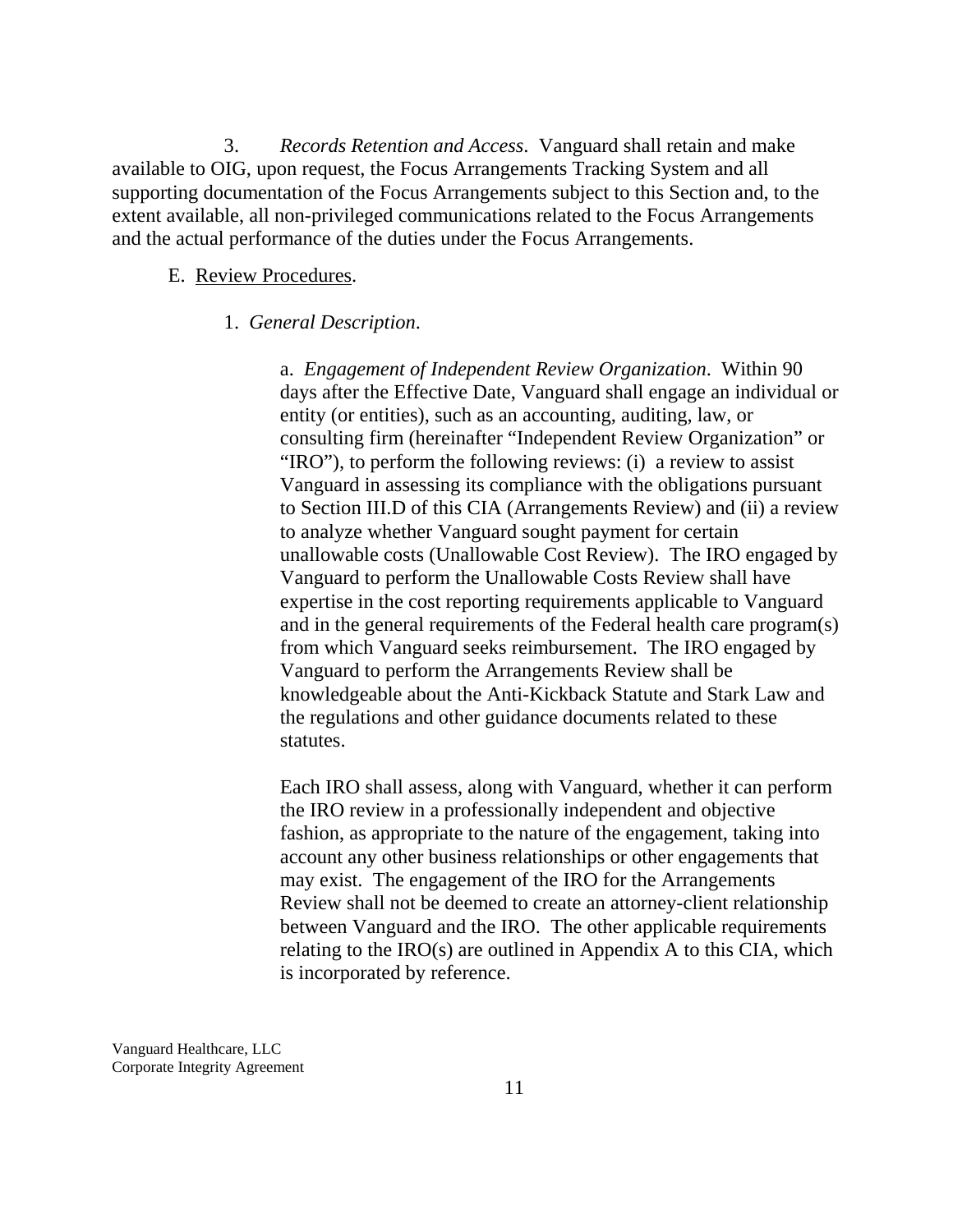3. *Records Retention and Access*. Vanguard shall retain and make available to OIG, upon request, the Focus Arrangements Tracking System and all supporting documentation of the Focus Arrangements subject to this Section and, to the extent available, all non-privileged communications related to the Focus Arrangements and the actual performance of the duties under the Focus Arrangements.

E. Review Procedures.

1. *General Description.*

a. *Engagement of Independent Review Organization*. Within 90 days after the Effective Date, Vanguard shall engage an individual or entity (or entities), such as an accounting, auditing, law, or consulting firm (hereinafter "Independent Review Organization" or "IRO"), to perform the following reviews: (i) a review to assist Vanguard in assessing its compliance with the obligations pursuant to Section III.D of this CIA (Arrangements Review) and (ii) a review to analyze whether Vanguard sought payment for certain unallowable costs (Unallowable Cost Review). The IRO engaged by Vanguard to perform the Unallowable Costs Review shall have expertise in the cost reporting requirements applicable to Vanguard and in the general requirements of the Federal health care program(s) from which Vanguard seeks reimbursement. The IRO engaged by Vanguard to perform the Arrangements Review shall be knowledgeable about the Anti-Kickback Statute and Stark Law and the regulations and other guidance documents related to these statutes.

Each IRO shall assess, along with Vanguard, whether it can perform the IRO review in a professionally independent and objective fashion, as appropriate to the nature of the engagement, taking into account any other business relationships or other engagements that may exist. The engagement of the IRO for the Arrangements Review shall not be deemed to create an attorney-client relationship between Vanguard and the IRO. The other applicable requirements relating to the IRO(s) are outlined in Appendix A to this CIA, which is incorporated by reference.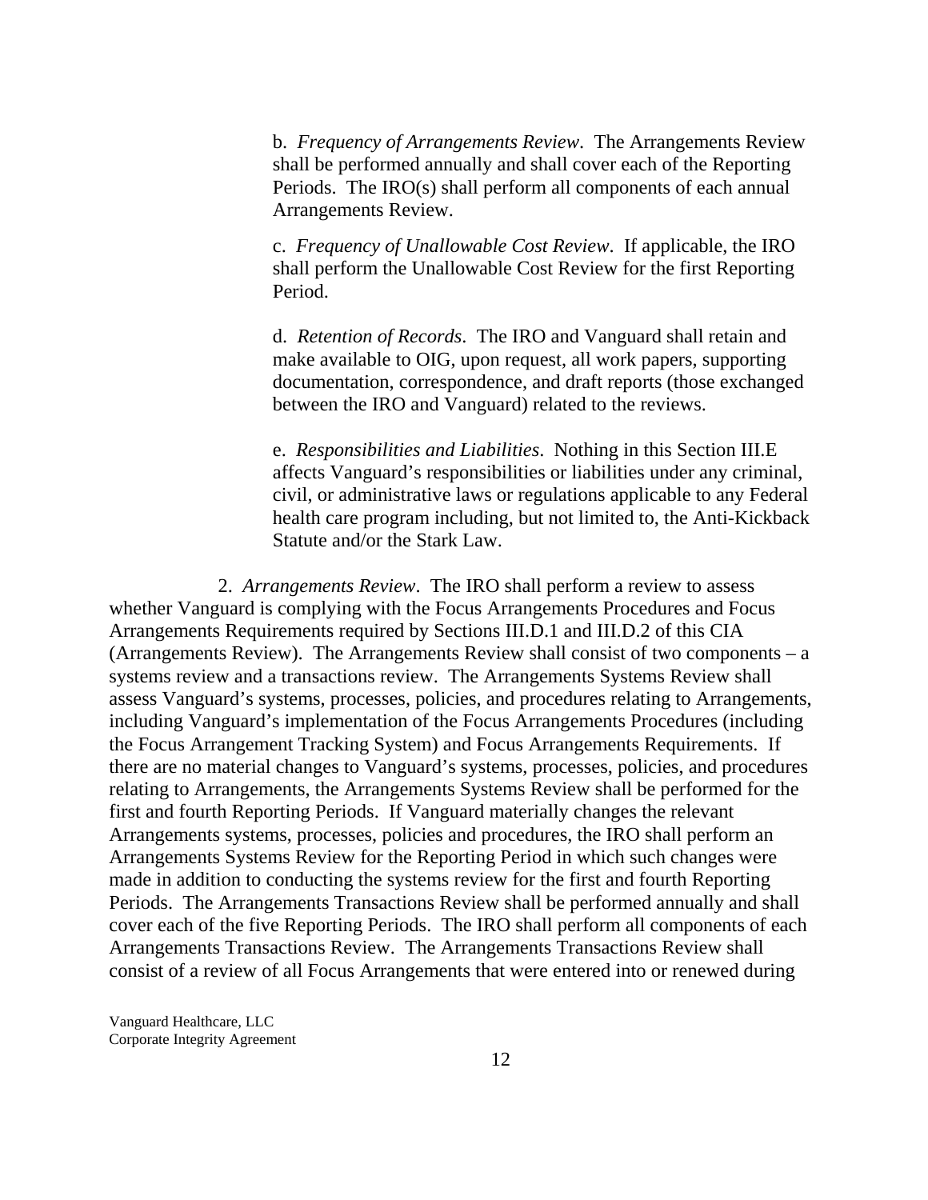b. *Frequency of Arrangements Review*. The Arrangements Review shall be performed annually and shall cover each of the Reporting Periods. The IRO(s) shall perform all components of each annual Arrangements Review.

c. *Frequency of Unallowable Cost Review*. If applicable, the IRO shall perform the Unallowable Cost Review for the first Reporting Period.

d. *Retention of Records*. The IRO and Vanguard shall retain and make available to OIG, upon request, all work papers, supporting documentation, correspondence, and draft reports (those exchanged between the IRO and Vanguard) related to the reviews.

e. *Responsibilities and Liabilities*. Nothing in this Section III.E affects Vanguard's responsibilities or liabilities under any criminal, civil, or administrative laws or regulations applicable to any Federal health care program including, but not limited to, the Anti-Kickback Statute and/or the Stark Law.

2. *Arrangements Review*. The IRO shall perform a review to assess whether Vanguard is complying with the Focus Arrangements Procedures and Focus Arrangements Requirements required by Sections III.D.1 and III.D.2 of this CIA (Arrangements Review). The Arrangements Review shall consist of two components – a systems review and a transactions review. The Arrangements Systems Review shall assess Vanguard's systems, processes, policies, and procedures relating to Arrangements, including Vanguard's implementation of the Focus Arrangements Procedures (including the Focus Arrangement Tracking System) and Focus Arrangements Requirements. If there are no material changes to Vanguard's systems, processes, policies, and procedures relating to Arrangements, the Arrangements Systems Review shall be performed for the first and fourth Reporting Periods. If Vanguard materially changes the relevant Arrangements systems, processes, policies and procedures, the IRO shall perform an Arrangements Systems Review for the Reporting Period in which such changes were made in addition to conducting the systems review for the first and fourth Reporting Periods. The Arrangements Transactions Review shall be performed annually and shall cover each of the five Reporting Periods. The IRO shall perform all components of each Arrangements Transactions Review. The Arrangements Transactions Review shall consist of a review of all Focus Arrangements that were entered into or renewed during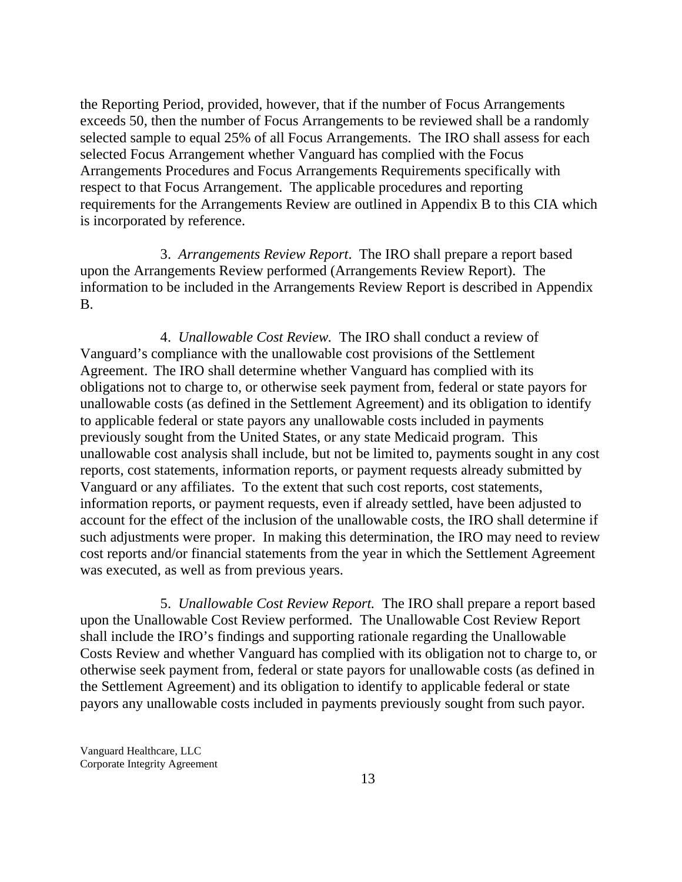the Reporting Period, provided, however, that if the number of Focus Arrangements exceeds 50, then the number of Focus Arrangements to be reviewed shall be a randomly selected sample to equal 25% of all Focus Arrangements. The IRO shall assess for each selected Focus Arrangement whether Vanguard has complied with the Focus Arrangements Procedures and Focus Arrangements Requirements specifically with respect to that Focus Arrangement. The applicable procedures and reporting requirements for the Arrangements Review are outlined in Appendix B to this CIA which is incorporated by reference.

3. *Arrangements Review Report*. The IRO shall prepare a report based upon the Arrangements Review performed (Arrangements Review Report). The information to be included in the Arrangements Review Report is described in Appendix B.

4. *Unallowable Cost Review.* The IRO shall conduct a review of Vanguard's compliance with the unallowable cost provisions of the Settlement Agreement. The IRO shall determine whether Vanguard has complied with its obligations not to charge to, or otherwise seek payment from, federal or state payors for unallowable costs (as defined in the Settlement Agreement) and its obligation to identify to applicable federal or state payors any unallowable costs included in payments previously sought from the United States, or any state Medicaid program. This unallowable cost analysis shall include, but not be limited to, payments sought in any cost reports, cost statements, information reports, or payment requests already submitted by Vanguard or any affiliates. To the extent that such cost reports, cost statements, information reports, or payment requests, even if already settled, have been adjusted to account for the effect of the inclusion of the unallowable costs, the IRO shall determine if such adjustments were proper. In making this determination, the IRO may need to review cost reports and/or financial statements from the year in which the Settlement Agreement was executed, as well as from previous years.

5. *Unallowable Cost Review Report.* The IRO shall prepare a report based upon the Unallowable Cost Review performed. The Unallowable Cost Review Report shall include the IRO's findings and supporting rationale regarding the Unallowable Costs Review and whether Vanguard has complied with its obligation not to charge to, or otherwise seek payment from, federal or state payors for unallowable costs (as defined in the Settlement Agreement) and its obligation to identify to applicable federal or state payors any unallowable costs included in payments previously sought from such payor.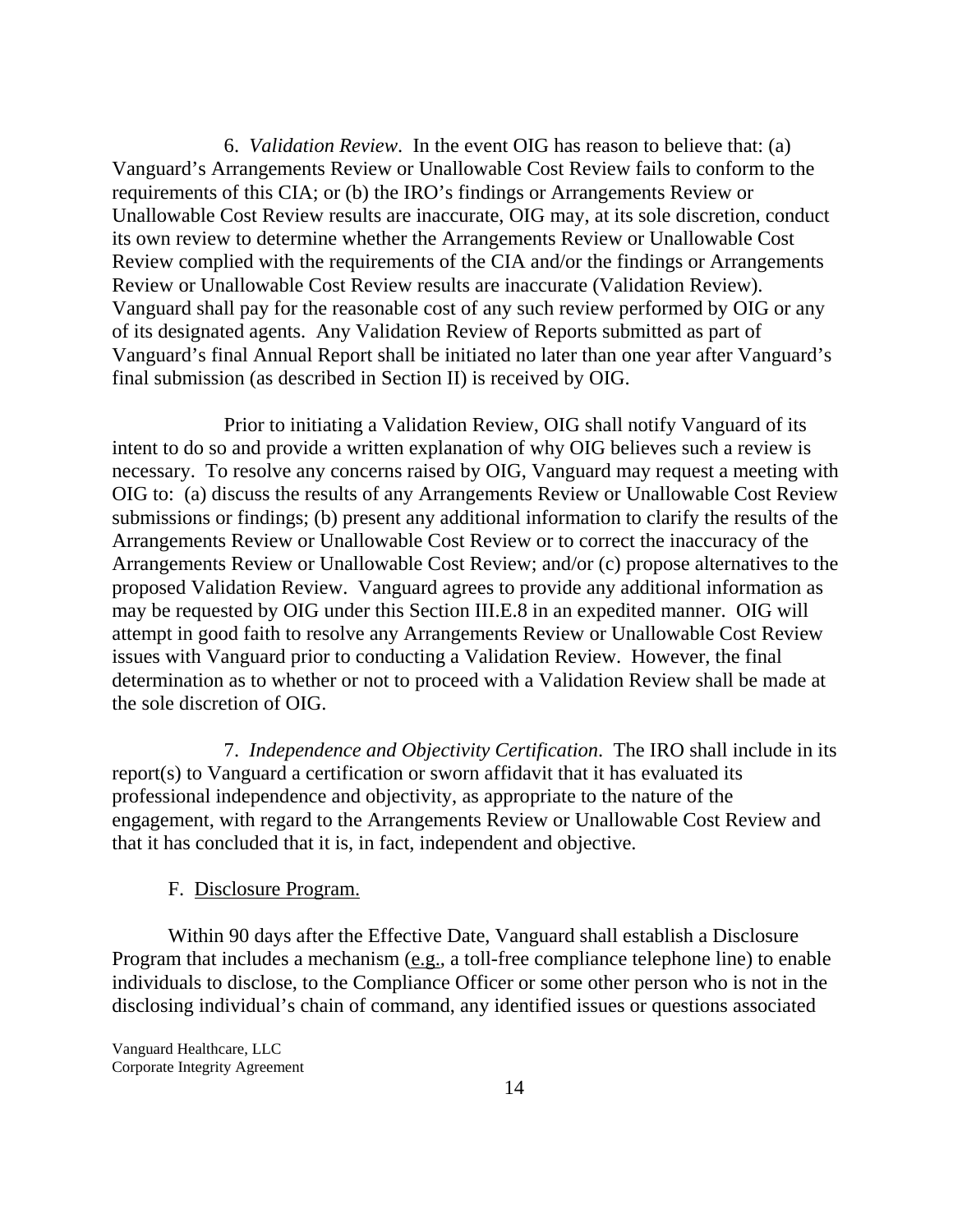6. *Validation Review*. In the event OIG has reason to believe that: (a) Vanguard's Arrangements Review or Unallowable Cost Review fails to conform to the requirements of this CIA; or (b) the IRO's findings or Arrangements Review or Unallowable Cost Review results are inaccurate, OIG may, at its sole discretion, conduct its own review to determine whether the Arrangements Review or Unallowable Cost Review complied with the requirements of the CIA and/or the findings or Arrangements Review or Unallowable Cost Review results are inaccurate (Validation Review). Vanguard shall pay for the reasonable cost of any such review performed by OIG or any of its designated agents. Any Validation Review of Reports submitted as part of Vanguard's final Annual Report shall be initiated no later than one year after Vanguard's final submission (as described in Section II) is received by OIG.

Prior to initiating a Validation Review, OIG shall notify Vanguard of its intent to do so and provide a written explanation of why OIG believes such a review is necessary. To resolve any concerns raised by OIG, Vanguard may request a meeting with OIG to: (a) discuss the results of any Arrangements Review or Unallowable Cost Review submissions or findings; (b) present any additional information to clarify the results of the Arrangements Review or Unallowable Cost Review or to correct the inaccuracy of the Arrangements Review or Unallowable Cost Review; and/or (c) propose alternatives to the proposed Validation Review. Vanguard agrees to provide any additional information as may be requested by OIG under this Section III.E.8 in an expedited manner. OIG will attempt in good faith to resolve any Arrangements Review or Unallowable Cost Review issues with Vanguard prior to conducting a Validation Review. However, the final determination as to whether or not to proceed with a Validation Review shall be made at the sole discretion of OIG.

7. *Independence and Objectivity Certification*. The IRO shall include in its report(s) to Vanguard a certification or sworn affidavit that it has evaluated its professional independence and objectivity, as appropriate to the nature of the engagement, with regard to the Arrangements Review or Unallowable Cost Review and that it has concluded that it is, in fact, independent and objective.

F. Disclosure Program.

Within 90 days after the Effective Date, Vanguard shall establish a Disclosure Program that includes a mechanism (e.g., a toll-free compliance telephone line) to enable individuals to disclose, to the Compliance Officer or some other person who is not in the disclosing individual's chain of command, any identified issues or questions associated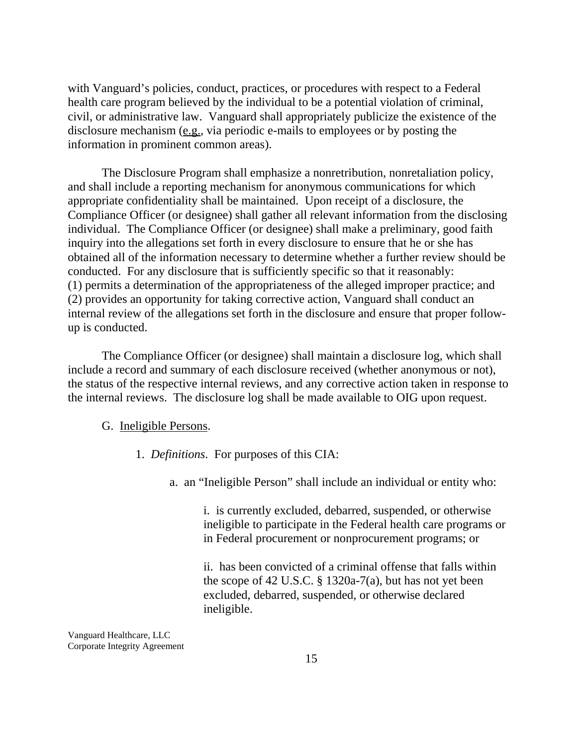with Vanguard's policies, conduct, practices, or procedures with respect to a Federal health care program believed by the individual to be a potential violation of criminal, civil, or administrative law. Vanguard shall appropriately publicize the existence of the disclosure mechanism (e.g., via periodic e-mails to employees or by posting the information in prominent common areas).

The Disclosure Program shall emphasize a nonretribution, nonretaliation policy, and shall include a reporting mechanism for anonymous communications for which appropriate confidentiality shall be maintained. Upon receipt of a disclosure, the Compliance Officer (or designee) shall gather all relevant information from the disclosing individual. The Compliance Officer (or designee) shall make a preliminary, good faith inquiry into the allegations set forth in every disclosure to ensure that he or she has obtained all of the information necessary to determine whether a further review should be conducted. For any disclosure that is sufficiently specific so that it reasonably: (1) permits a determination of the appropriateness of the alleged improper practice; and (2) provides an opportunity for taking corrective action, Vanguard shall conduct an internal review of the allegations set forth in the disclosure and ensure that proper follow-up is conducted.

The Compliance Officer (or designee) shall maintain a disclosure log, which shall include a record and summary of each disclosure received (whether anonymous or not), the status of the respective internal reviews, and any corrective action taken in response to the internal reviews. The disclosure log shall be made available to OIG upon request.

G. Ineligible Persons.

1. *Definitions*. For purposes of this CIA:

a. an "Ineligible Person" shall include an individual or entity who:

i. is currently excluded, debarred, suspended, or otherwise ineligible to participate in the Federal health care programs or in Federal procurement or nonprocurement programs; or

ii. has been convicted of a criminal offense that falls within the scope of 42 U.S.C. § 1320a-7(a), but has not yet been excluded, debarred, suspended, or otherwise declared ineligible.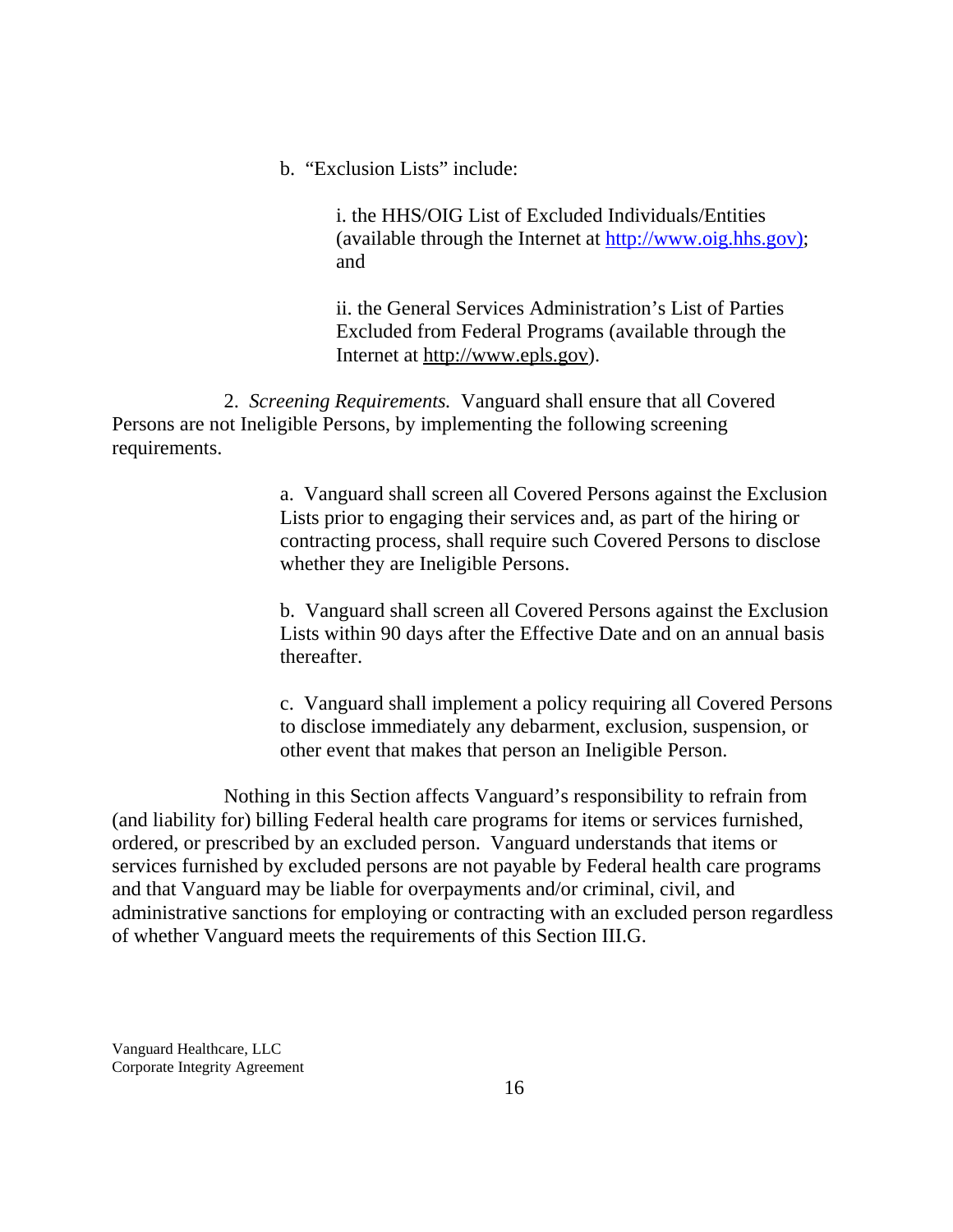b. "Exclusion Lists" include:

i. the HHS/OIG List of Excluded Individuals/Entities (available through the Internet at http://www.oig.hhs.gov); and

ii. the General Services Administration's List of Parties Excluded from Federal Programs (available through the Internet at http://www.epls.gov).

2. *Screening Requirements.* Vanguard shall ensure that all Covered Persons are not Ineligible Persons, by implementing the following screening requirements.

a. Vanguard shall screen all Covered Persons against the Exclusion Lists prior to engaging their services and, as part of the hiring or contracting process, shall require such Covered Persons to disclose whether they are Ineligible Persons.

b. Vanguard shall screen all Covered Persons against the Exclusion Lists within 90 days after the Effective Date and on an annual basis thereafter.

c. Vanguard shall implement a policy requiring all Covered Persons to disclose immediately any debarment, exclusion, suspension, or other event that makes that person an Ineligible Person.

Nothing in this Section affects Vanguard's responsibility to refrain from (and liability for) billing Federal health care programs for items or services furnished, ordered, or prescribed by an excluded person. Vanguard understands that items or services furnished by excluded persons are not payable by Federal health care programs and that Vanguard may be liable for overpayments and/or criminal, civil, and administrative sanctions for employing or contracting with an excluded person regardless of whether Vanguard meets the requirements of this Section III.G.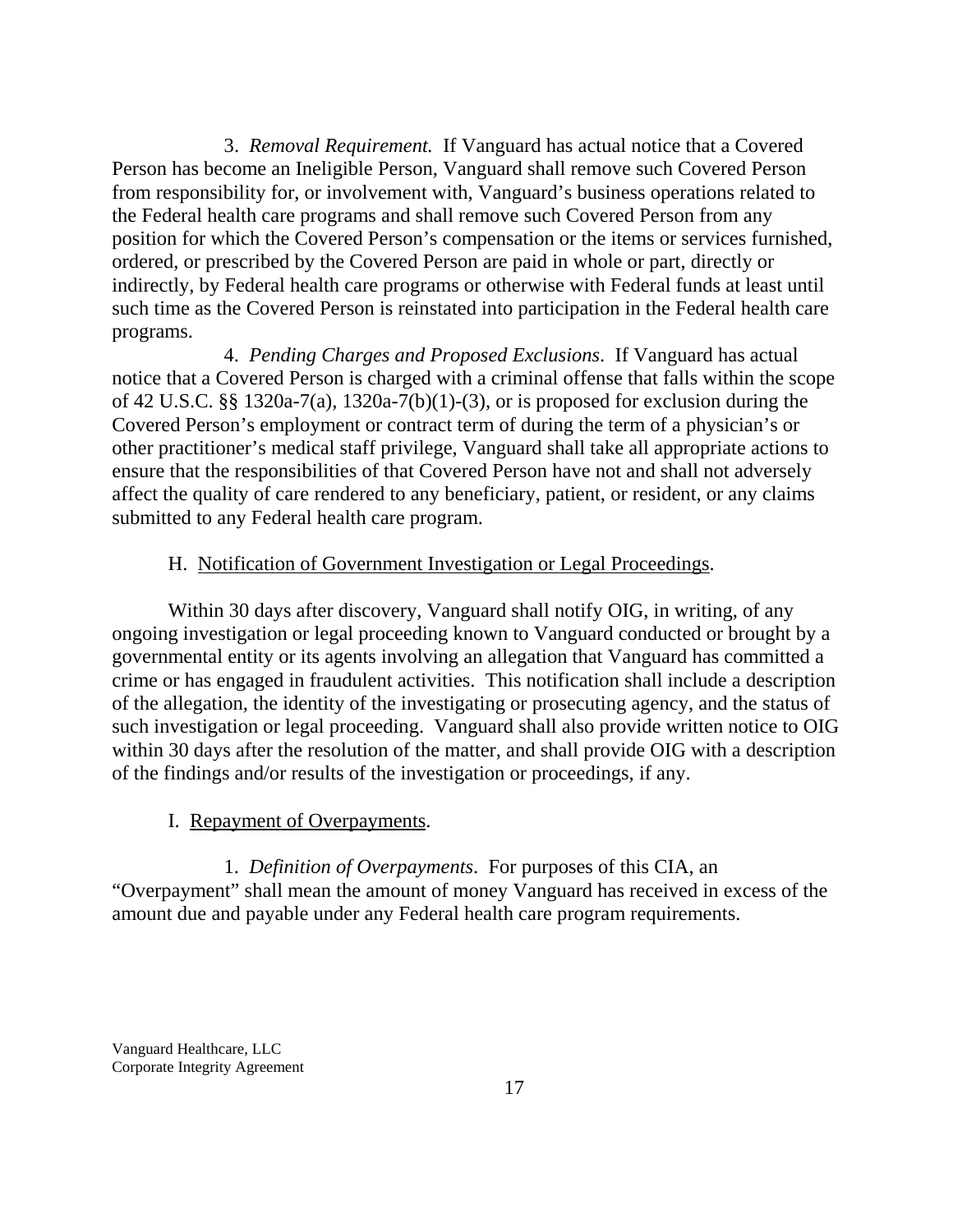3. *Removal Requirement.* If Vanguard has actual notice that a Covered Person has become an Ineligible Person, Vanguard shall remove such Covered Person from responsibility for, or involvement with, Vanguard's business operations related to the Federal health care programs and shall remove such Covered Person from any position for which the Covered Person's compensation or the items or services furnished, ordered, or prescribed by the Covered Person are paid in whole or part, directly or indirectly, by Federal health care programs or otherwise with Federal funds at least until such time as the Covered Person is reinstated into participation in the Federal health care programs.

4. *Pending Charges and Proposed Exclusions*. If Vanguard has actual notice that a Covered Person is charged with a criminal offense that falls within the scope of 42 U.S.C. §§ 1320a-7(a), 1320a-7(b)(1)-(3), or is proposed for exclusion during the Covered Person's employment or contract term of during the term of a physician's or other practitioner's medical staff privilege, Vanguard shall take all appropriate actions to ensure that the responsibilities of that Covered Person have not and shall not adversely affect the quality of care rendered to any beneficiary, patient, or resident, or any claims submitted to any Federal health care program.

H. <u>Notification of Government Investigation or Legal Proceedings</u>.

Within 30 days after discovery, Vanguard shall notify OIG, in writing, of any ongoing investigation or legal proceeding known to Vanguard conducted or brought by a governmental entity or its agents involving an allegation that Vanguard has committed a crime or has engaged in fraudulent activities. This notification shall include a description of the allegation, the identity of the investigating or prosecuting agency, and the status of such investigation or legal proceeding. Vanguard shall also provide written notice to OIG within 30 days after the resolution of the matter, and shall provide OIG with a description of the findings and/or results of the investigation or proceedings, if any.

I. <u>Repayment of Overpayments</u>.

1. *Definition of Overpayments*. For purposes of this CIA, an "Overpayment" shall mean the amount of money Vanguard has received in excess of the amount due and payable under any Federal health care program requirements.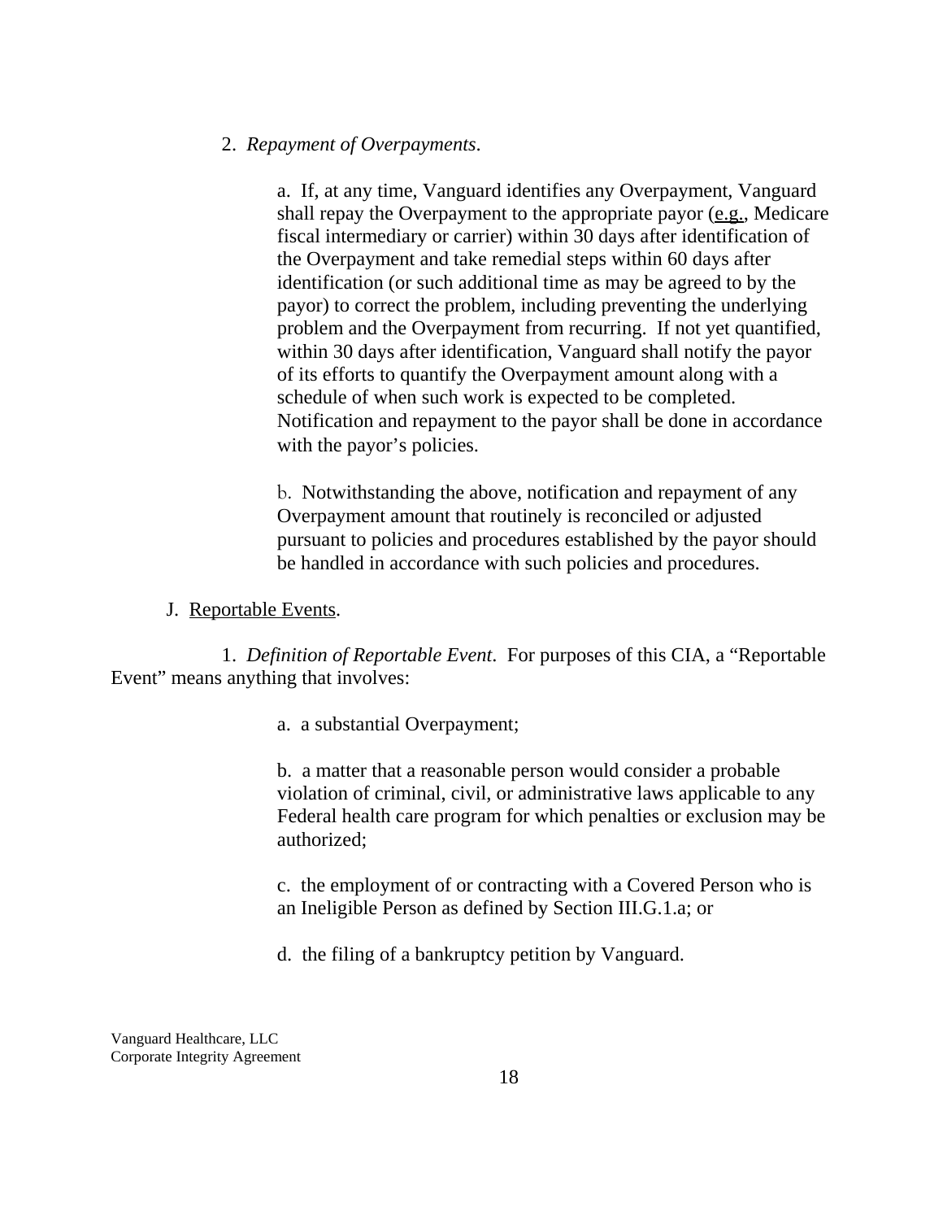2. *Repayment of Overpayments*.

a. If, at any time, Vanguard identifies any Overpayment, Vanguard shall repay the Overpayment to the appropriate payor (e.g., Medicare fiscal intermediary or carrier) within 30 days after identification of the Overpayment and take remedial steps within 60 days after identification (or such additional time as may be agreed to by the payor) to correct the problem, including preventing the underlying problem and the Overpayment from recurring. If not yet quantified, within 30 days after identification, Vanguard shall notify the payor of its efforts to quantify the Overpayment amount along with a schedule of when such work is expected to be completed. Notification and repayment to the payor shall be done in accordance with the payor's policies.

b. Notwithstanding the above, notification and repayment of any Overpayment amount that routinely is reconciled or adjusted pursuant to policies and procedures established by the payor should be handled in accordance with such policies and procedures.

J. Reportable Events.

1. *Definition of Reportable Event*. For purposes of this CIA, a "Reportable Event" means anything that involves:

a. a substantial Overpayment;

b. a matter that a reasonable person would consider a probable violation of criminal, civil, or administrative laws applicable to any Federal health care program for which penalties or exclusion may be authorized;

c. the employment of or contracting with a Covered Person who is an Ineligible Person as defined by Section III.G.1.a; or

d. the filing of a bankruptcy petition by Vanguard.

Vanguard Healthcare, LLC
Corporate Integrity Agreement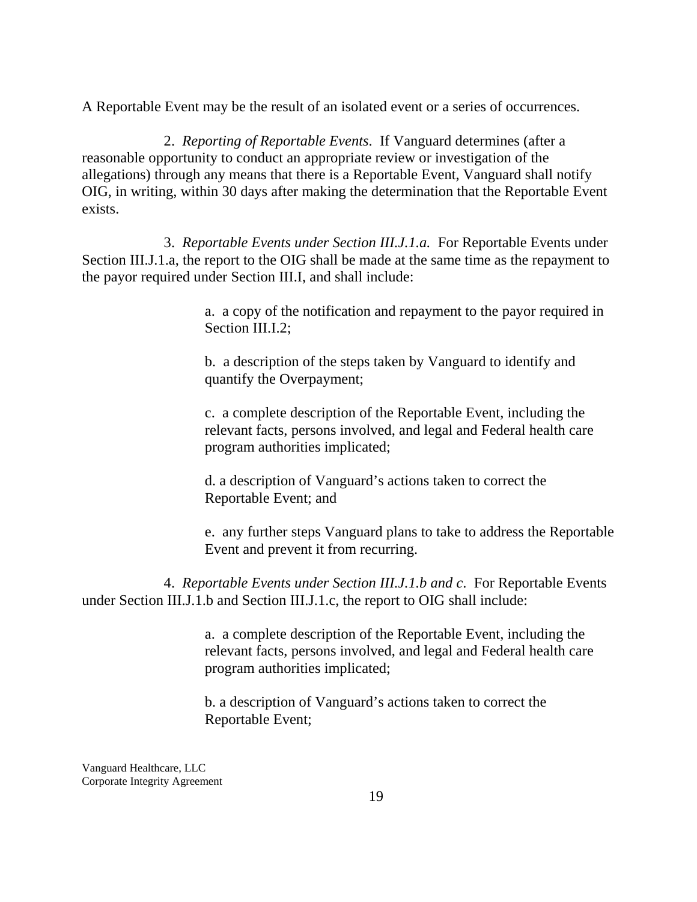A Reportable Event may be the result of an isolated event or a series of occurrences.

2. *Reporting of Reportable Events*. If Vanguard determines (after a reasonable opportunity to conduct an appropriate review or investigation of the allegations) through any means that there is a Reportable Event, Vanguard shall notify OIG, in writing, within 30 days after making the determination that the Reportable Event exists.

3. *Reportable Events under Section III.J.1.a.* For Reportable Events under Section III.J.1.a, the report to the OIG shall be made at the same time as the repayment to the payor required under Section III.I, and shall include:

a. a copy of the notification and repayment to the payor required in Section III.I.2;

b. a description of the steps taken by Vanguard to identify and quantify the Overpayment;

c. a complete description of the Reportable Event, including the relevant facts, persons involved, and legal and Federal health care program authorities implicated;

d. a description of Vanguard's actions taken to correct the Reportable Event; and

e. any further steps Vanguard plans to take to address the Reportable Event and prevent it from recurring.

4. *Reportable Events under Section III.J.1.b and c*. For Reportable Events under Section III.J.1.b and Section III.J.1.c, the report to OIG shall include:

a. a complete description of the Reportable Event, including the relevant facts, persons involved, and legal and Federal health care program authorities implicated;

b. a description of Vanguard's actions taken to correct the Reportable Event;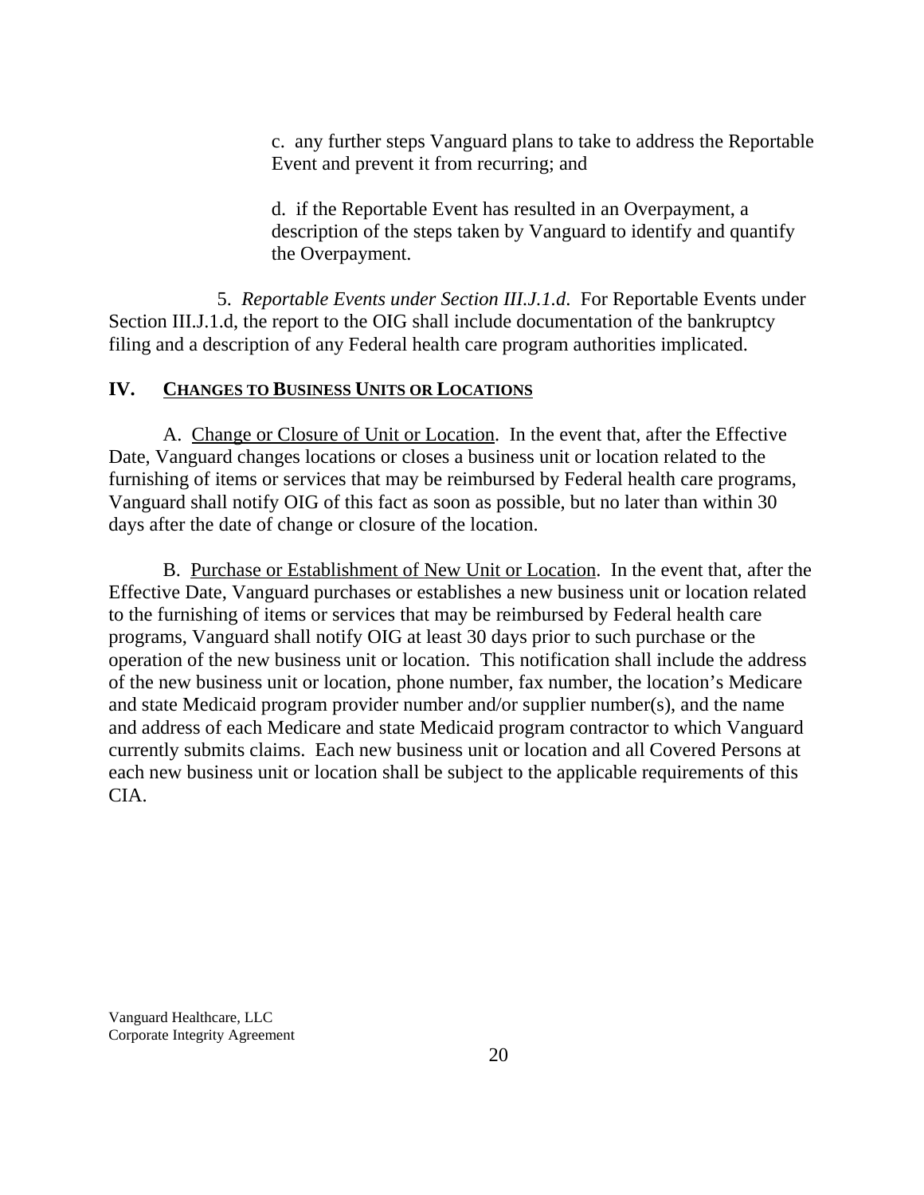c. any further steps Vanguard plans to take to address the Reportable Event and prevent it from recurring; and

d. if the Reportable Event has resulted in an Overpayment, a description of the steps taken by Vanguard to identify and quantify the Overpayment.

5. *Reportable Events under Section III.J.1.d*. For Reportable Events under Section III.J.1.d, the report to the OIG shall include documentation of the bankruptcy filing and a description of any Federal health care program authorities implicated.

## IV. CHANGES TO BUSINESS UNITS OR LOCATIONS

A. Change or Closure of Unit or Location. In the event that, after the Effective Date, Vanguard changes locations or closes a business unit or location related to the furnishing of items or services that may be reimbursed by Federal health care programs, Vanguard shall notify OIG of this fact as soon as possible, but no later than within 30 days after the date of change or closure of the location.

B. Purchase or Establishment of New Unit or Location. In the event that, after the Effective Date, Vanguard purchases or establishes a new business unit or location related to the furnishing of items or services that may be reimbursed by Federal health care programs, Vanguard shall notify OIG at least 30 days prior to such purchase or the operation of the new business unit or location. This notification shall include the address of the new business unit or location, phone number, fax number, the location's Medicare and state Medicaid program provider number and/or supplier number(s), and the name and address of each Medicare and state Medicaid program contractor to which Vanguard currently submits claims. Each new business unit or location and all Covered Persons at each new business unit or location shall be subject to the applicable requirements of this CIA.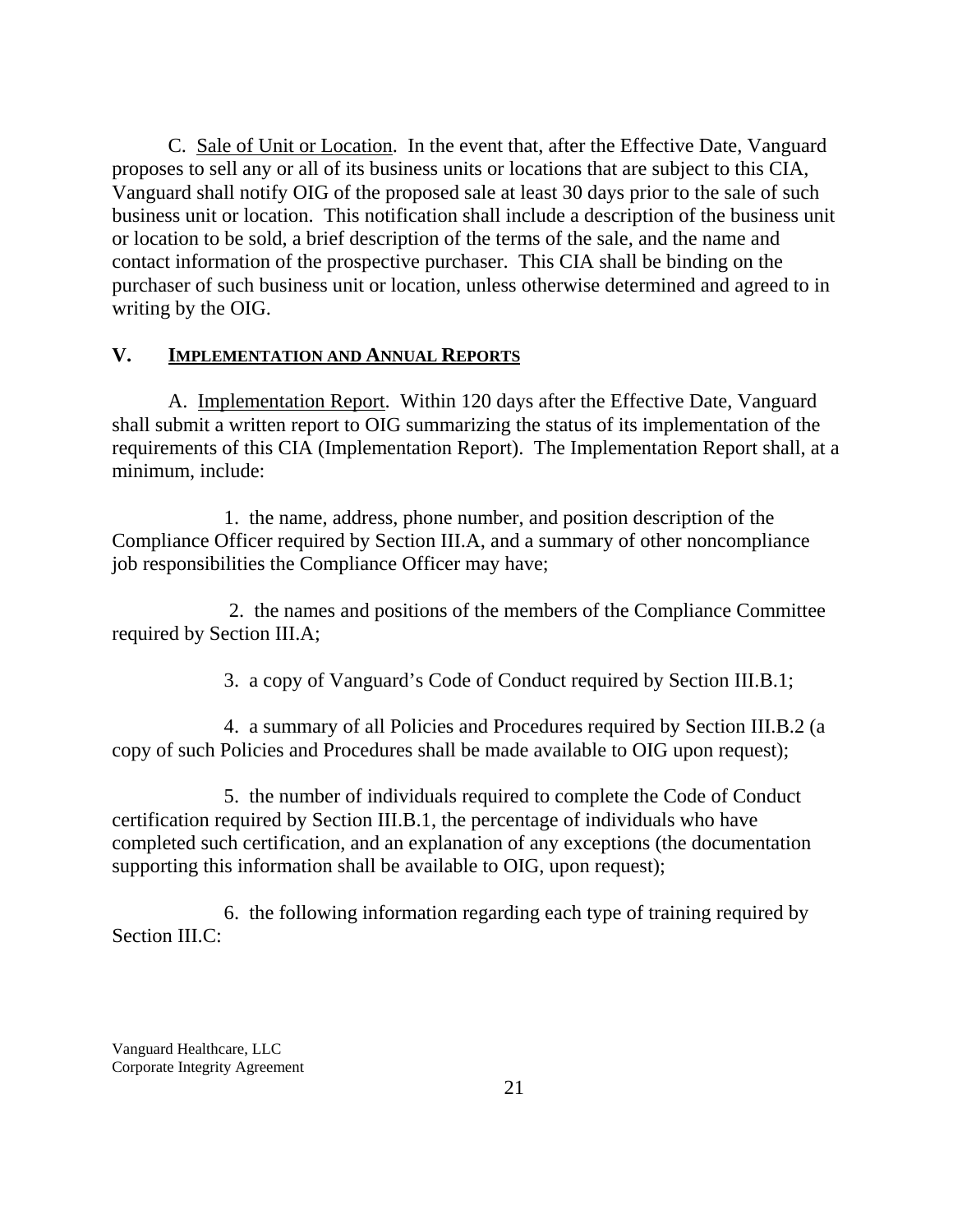C. Sale of Unit or Location. In the event that, after the Effective Date, Vanguard proposes to sell any or all of its business units or locations that are subject to this CIA, Vanguard shall notify OIG of the proposed sale at least 30 days prior to the sale of such business unit or location. This notification shall include a description of the business unit or location to be sold, a brief description of the terms of the sale, and the name and contact information of the prospective purchaser. This CIA shall be binding on the purchaser of such business unit or location, unless otherwise determined and agreed to in writing by the OIG.

## V. IMPLEMENTATION AND ANNUAL REPORTS

A. Implementation Report. Within 120 days after the Effective Date, Vanguard shall submit a written report to OIG summarizing the status of its implementation of the requirements of this CIA (Implementation Report). The Implementation Report shall, at a minimum, include:

1. the name, address, phone number, and position description of the Compliance Officer required by Section III.A, and a summary of other noncompliance job responsibilities the Compliance Officer may have;

2. the names and positions of the members of the Compliance Committee required by Section III.A;

3. a copy of Vanguard's Code of Conduct required by Section III.B.1;

4. a summary of all Policies and Procedures required by Section III.B.2 (a copy of such Policies and Procedures shall be made available to OIG upon request);

5. the number of individuals required to complete the Code of Conduct certification required by Section III.B.1, the percentage of individuals who have completed such certification, and an explanation of any exceptions (the documentation supporting this information shall be available to OIG, upon request);

6. the following information regarding each type of training required by Section III.C: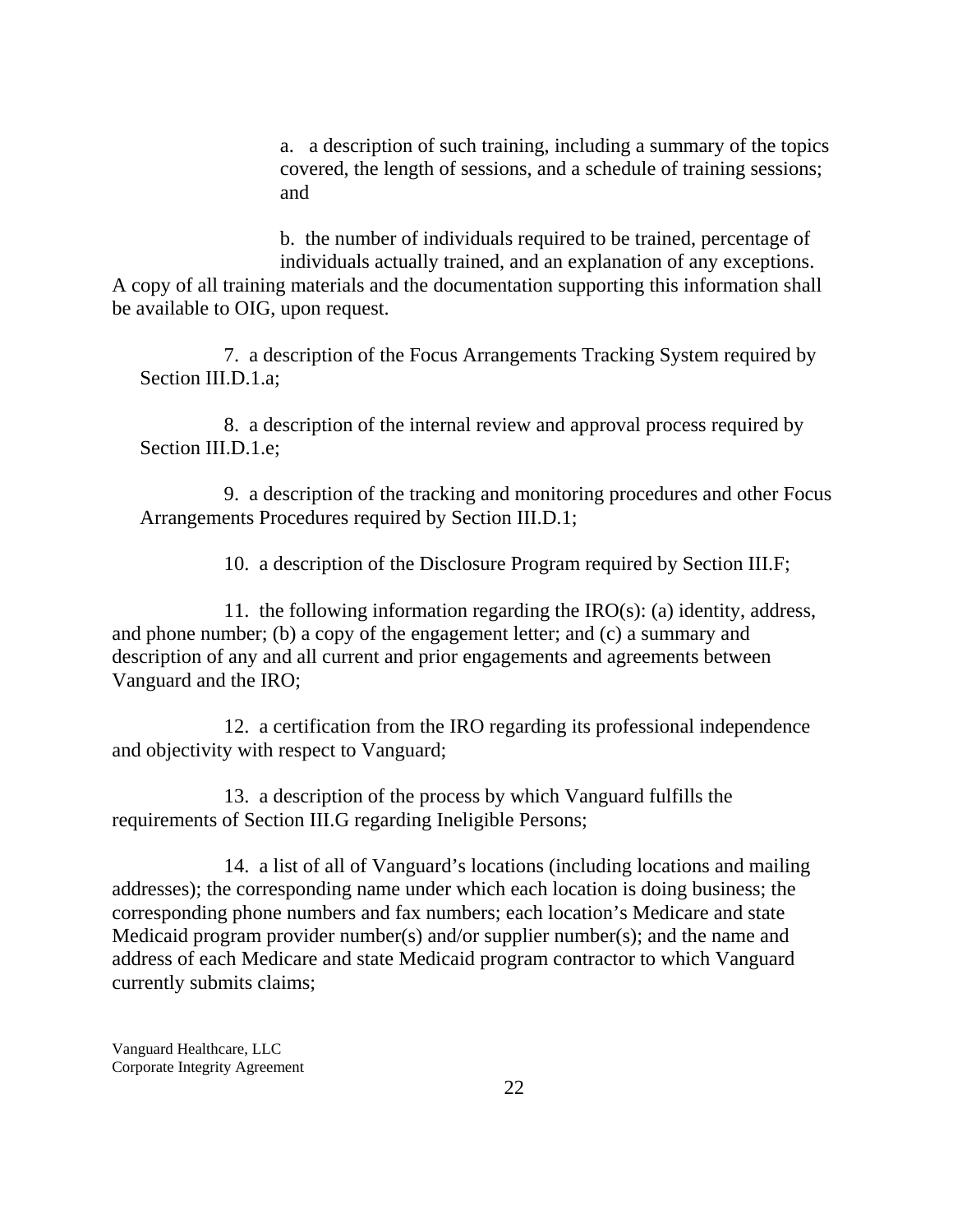a. a description of such training, including a summary of the topics covered, the length of sessions, and a schedule of training sessions; and

b. the number of individuals required to be trained, percentage of individuals actually trained, and an explanation of any exceptions.

A copy of all training materials and the documentation supporting this information shall be available to OIG, upon request.

7. a description of the Focus Arrangements Tracking System required by Section III.D.1.a;

8. a description of the internal review and approval process required by Section III.D.1.e;

9. a description of the tracking and monitoring procedures and other Focus Arrangements Procedures required by Section III.D.1;

10. a description of the Disclosure Program required by Section III.F;

11. the following information regarding the IRO(s): (a) identity, address, and phone number; (b) a copy of the engagement letter; and (c) a summary and description of any and all current and prior engagements and agreements between Vanguard and the IRO;

12. a certification from the IRO regarding its professional independence and objectivity with respect to Vanguard;

13. a description of the process by which Vanguard fulfills the requirements of Section III.G regarding Ineligible Persons;

14. a list of all of Vanguard's locations (including locations and mailing addresses); the corresponding name under which each location is doing business; the corresponding phone numbers and fax numbers; each location's Medicare and state Medicaid program provider number(s) and/or supplier number(s); and the name and address of each Medicare and state Medicaid program contractor to which Vanguard currently submits claims;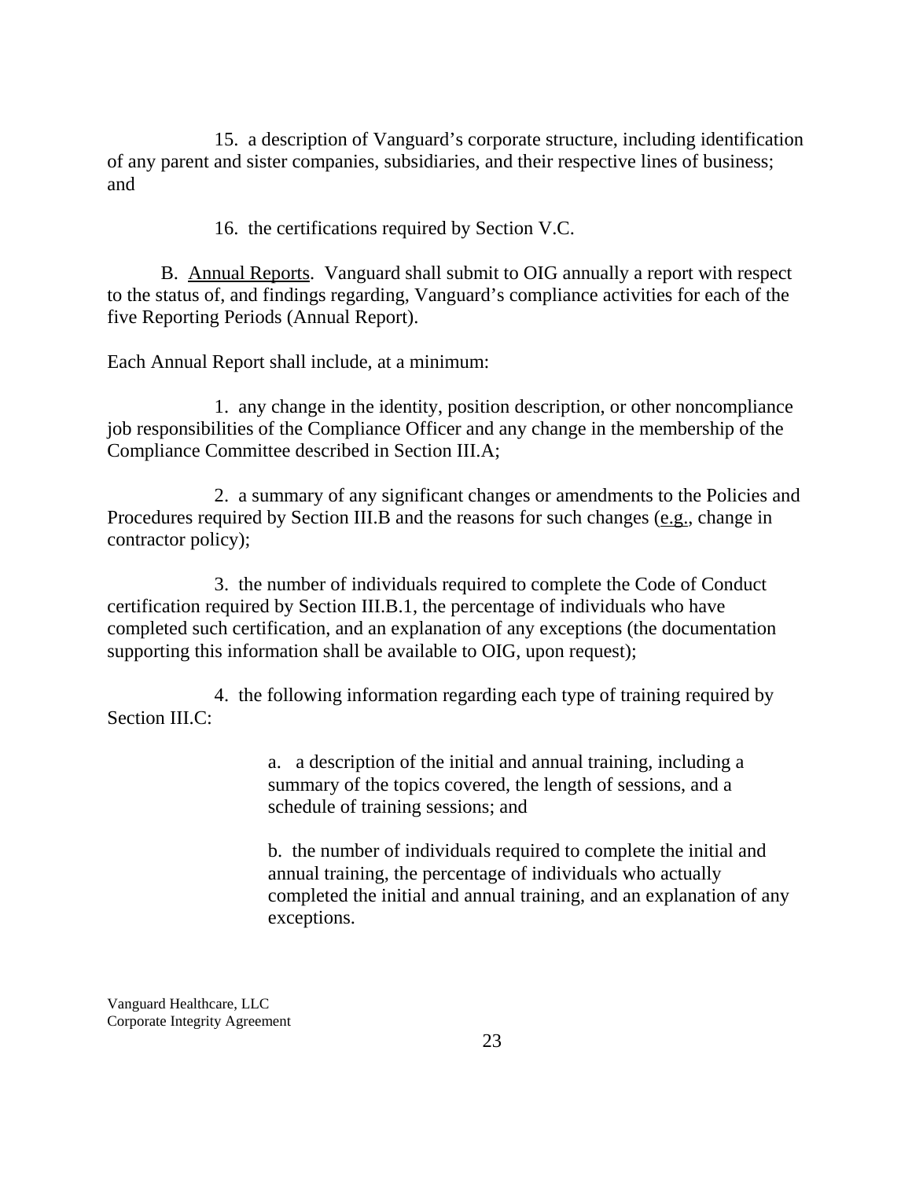15. a description of Vanguard's corporate structure, including identification of any parent and sister companies, subsidiaries, and their respective lines of business; and

16. the certifications required by Section V.C.

B. Annual Reports. Vanguard shall submit to OIG annually a report with respect to the status of, and findings regarding, Vanguard's compliance activities for each of the five Reporting Periods (Annual Report).

Each Annual Report shall include, at a minimum:

1. any change in the identity, position description, or other noncompliance job responsibilities of the Compliance Officer and any change in the membership of the Compliance Committee described in Section III.A;

2. a summary of any significant changes or amendments to the Policies and Procedures required by Section III.B and the reasons for such changes (e.g., change in contractor policy);

3. the number of individuals required to complete the Code of Conduct certification required by Section III.B.1, the percentage of individuals who have completed such certification, and an explanation of any exceptions (the documentation supporting this information shall be available to OIG, upon request);

4. the following information regarding each type of training required by Section III.C:

a. a description of the initial and annual training, including a summary of the topics covered, the length of sessions, and a schedule of training sessions; and

b. the number of individuals required to complete the initial and annual training, the percentage of individuals who actually completed the initial and annual training, and an explanation of any exceptions.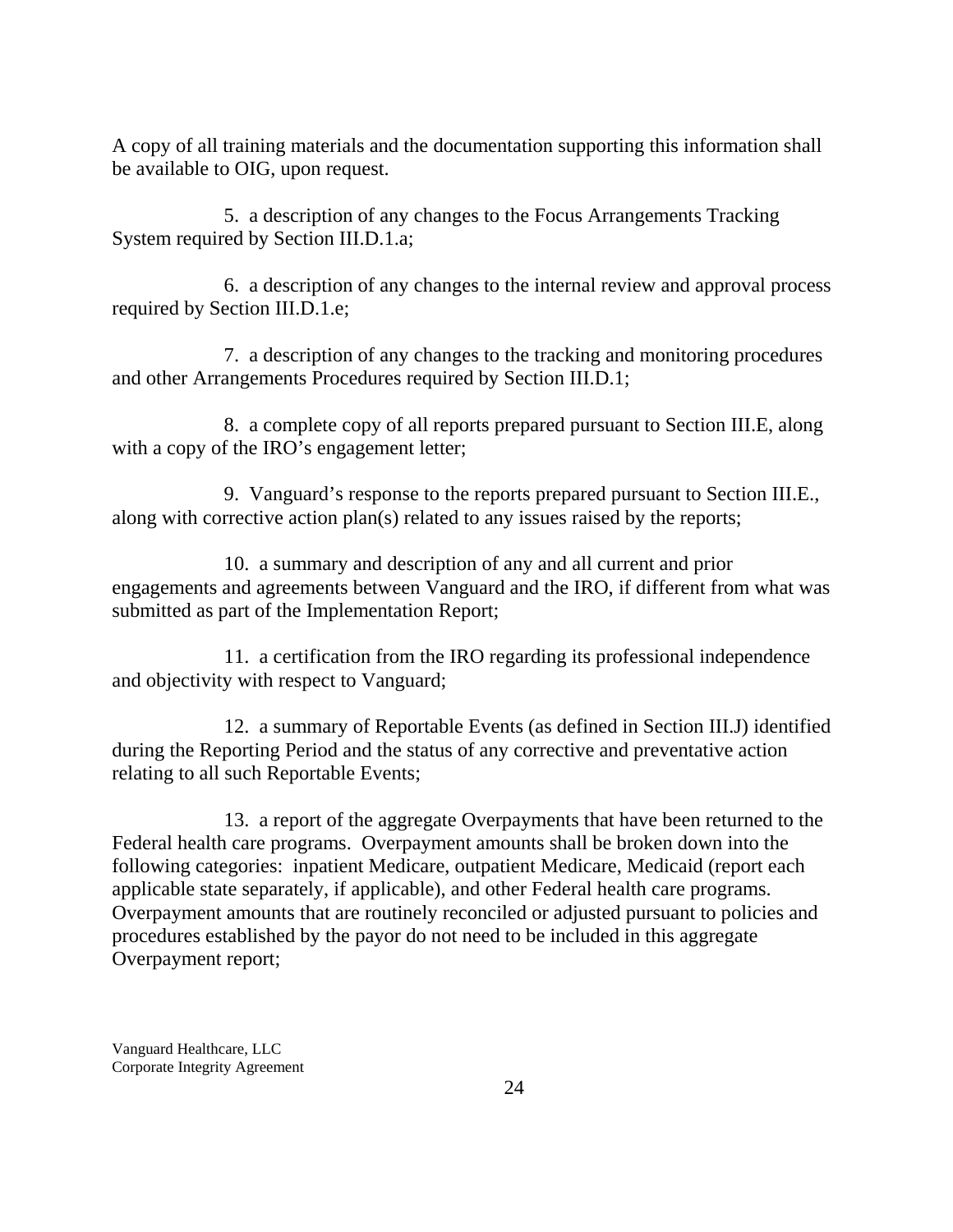A copy of all training materials and the documentation supporting this information shall be available to OIG, upon request.

5. a description of any changes to the Focus Arrangements Tracking System required by Section III.D.1.a;

6. a description of any changes to the internal review and approval process required by Section III.D.1.e;

7. a description of any changes to the tracking and monitoring procedures and other Arrangements Procedures required by Section III.D.1;

8. a complete copy of all reports prepared pursuant to Section III.E, along with a copy of the IRO's engagement letter;

9. Vanguard's response to the reports prepared pursuant to Section III.E., along with corrective action plan(s) related to any issues raised by the reports;

10. a summary and description of any and all current and prior engagements and agreements between Vanguard and the IRO, if different from what was submitted as part of the Implementation Report;

11. a certification from the IRO regarding its professional independence and objectivity with respect to Vanguard;

12. a summary of Reportable Events (as defined in Section III.J) identified during the Reporting Period and the status of any corrective and preventative action relating to all such Reportable Events;

13. a report of the aggregate Overpayments that have been returned to the Federal health care programs. Overpayment amounts shall be broken down into the following categories: inpatient Medicare, outpatient Medicare, Medicaid (report each applicable state separately, if applicable), and other Federal health care programs. Overpayment amounts that are routinely reconciled or adjusted pursuant to policies and procedures established by the payor do not need to be included in this aggregate Overpayment report;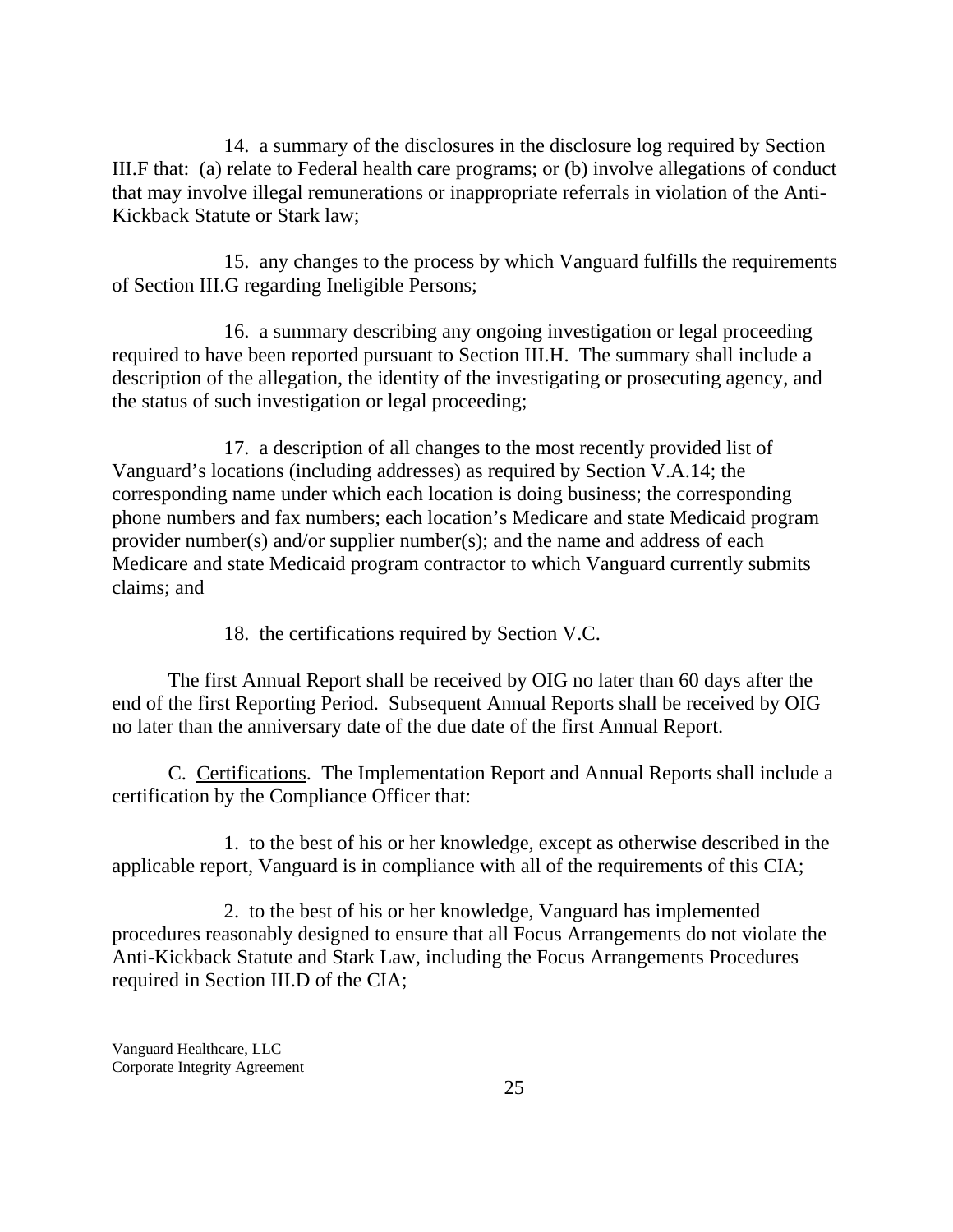14. a summary of the disclosures in the disclosure log required by Section III.F that: (a) relate to Federal health care programs; or (b) involve allegations of conduct that may involve illegal remunerations or inappropriate referrals in violation of the Anti-Kickback Statute or Stark law;

15. any changes to the process by which Vanguard fulfills the requirements of Section III.G regarding Ineligible Persons;

16. a summary describing any ongoing investigation or legal proceeding required to have been reported pursuant to Section III.H. The summary shall include a description of the allegation, the identity of the investigating or prosecuting agency, and the status of such investigation or legal proceeding;

17. a description of all changes to the most recently provided list of Vanguard's locations (including addresses) as required by Section V.A.14; the corresponding name under which each location is doing business; the corresponding phone numbers and fax numbers; each location's Medicare and state Medicaid program provider number(s) and/or supplier number(s); and the name and address of each Medicare and state Medicaid program contractor to which Vanguard currently submits claims; and

18. the certifications required by Section V.C.

The first Annual Report shall be received by OIG no later than 60 days after the end of the first Reporting Period. Subsequent Annual Reports shall be received by OIG no later than the anniversary date of the due date of the first Annual Report.

C. Certifications. The Implementation Report and Annual Reports shall include a certification by the Compliance Officer that:

1. to the best of his or her knowledge, except as otherwise described in the applicable report, Vanguard is in compliance with all of the requirements of this CIA;

2. to the best of his or her knowledge, Vanguard has implemented procedures reasonably designed to ensure that all Focus Arrangements do not violate the Anti-Kickback Statute and Stark Law, including the Focus Arrangements Procedures required in Section III.D of the CIA;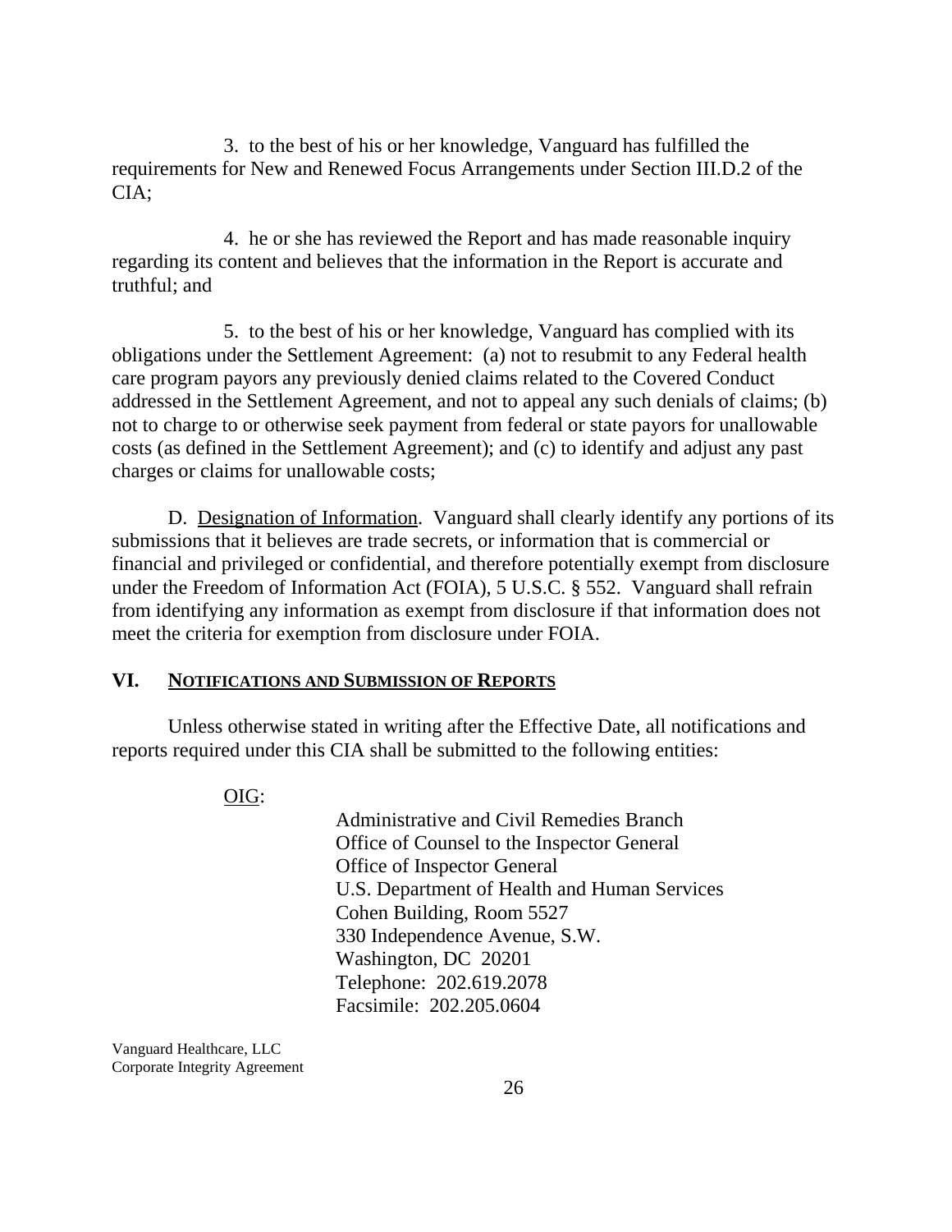3. to the best of his or her knowledge, Vanguard has fulfilled the requirements for New and Renewed Focus Arrangements under Section III.D.2 of the CIA;

4. he or she has reviewed the Report and has made reasonable inquiry regarding its content and believes that the information in the Report is accurate and truthful; and

5. to the best of his or her knowledge, Vanguard has complied with its obligations under the Settlement Agreement: (a) not to resubmit to any Federal health care program payors any previously denied claims related to the Covered Conduct addressed in the Settlement Agreement, and not to appeal any such denials of claims; (b) not to charge to or otherwise seek payment from federal or state payors for unallowable costs (as defined in the Settlement Agreement); and (c) to identify and adjust any past charges or claims for unallowable costs;

D. Designation of Information. Vanguard shall clearly identify any portions of its submissions that it believes are trade secrets, or information that is commercial or financial and privileged or confidential, and therefore potentially exempt from disclosure under the Freedom of Information Act (FOIA), 5 U.S.C. § 552. Vanguard shall refrain from identifying any information as exempt from disclosure if that information does not meet the criteria for exemption from disclosure under FOIA.

## VI. NOTIFICATIONS AND SUBMISSION OF REPORTS

Unless otherwise stated in writing after the Effective Date, all notifications and reports required under this CIA shall be submitted to the following entities:

OIG:

Administrative and Civil Remedies Branch
Office of Counsel to the Inspector General
Office of Inspector General
U.S. Department of Health and Human Services
Cohen Building, Room 5527
330 Independence Avenue, S.W.
Washington, DC 20201
Telephone: 202.619.2078
Facsimile: 202.205.0604

Vanguard Healthcare, LLC
Corporate Integrity Agreement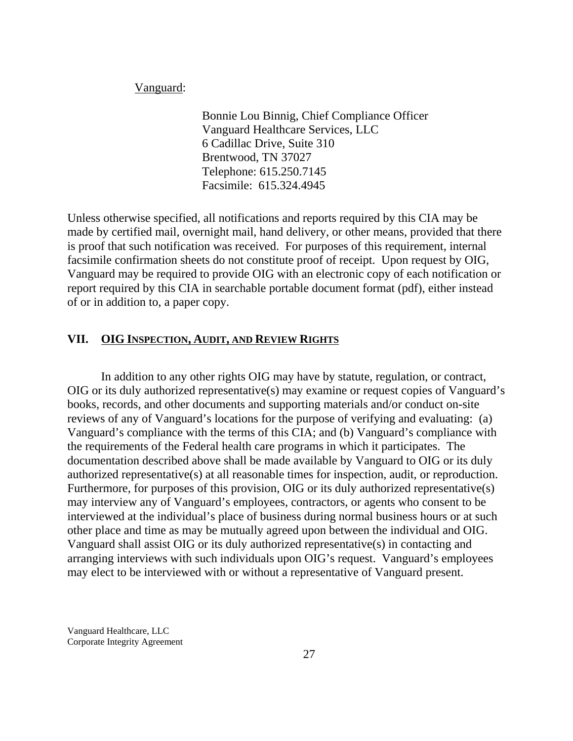Vanguard:

Bonnie Lou Binnig, Chief Compliance Officer
Vanguard Healthcare Services, LLC
6 Cadillac Drive, Suite 310
Brentwood, TN 37027
Telephone: 615.250.7145
Facsimile: 615.324.4945

Unless otherwise specified, all notifications and reports required by this CIA may be made by certified mail, overnight mail, hand delivery, or other means, provided that there is proof that such notification was received. For purposes of this requirement, internal facsimile confirmation sheets do not constitute proof of receipt. Upon request by OIG, Vanguard may be required to provide OIG with an electronic copy of each notification or report required by this CIA in searchable portable document format (pdf), either instead of or in addition to, a paper copy.

## VII. OIG INSPECTION, AUDIT, AND REVIEW RIGHTS

In addition to any other rights OIG may have by statute, regulation, or contract, OIG or its duly authorized representative(s) may examine or request copies of Vanguard's books, records, and other documents and supporting materials and/or conduct on-site reviews of any of Vanguard's locations for the purpose of verifying and evaluating: (a) Vanguard's compliance with the terms of this CIA; and (b) Vanguard's compliance with the requirements of the Federal health care programs in which it participates. The documentation described above shall be made available by Vanguard to OIG or its duly authorized representative(s) at all reasonable times for inspection, audit, or reproduction. Furthermore, for purposes of this provision, OIG or its duly authorized representative(s) may interview any of Vanguard's employees, contractors, or agents who consent to be interviewed at the individual's place of business during normal business hours or at such other place and time as may be mutually agreed upon between the individual and OIG. Vanguard shall assist OIG or its duly authorized representative(s) in contacting and arranging interviews with such individuals upon OIG's request. Vanguard's employees may elect to be interviewed with or without a representative of Vanguard present.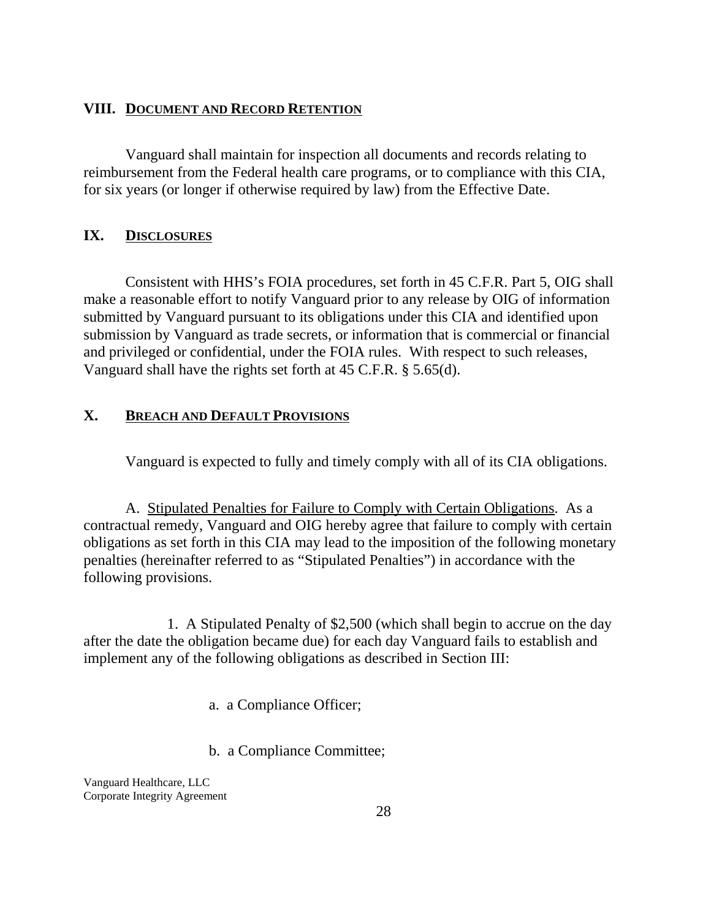## VIII. DOCUMENT AND RECORD RETENTION

Vanguard shall maintain for inspection all documents and records relating to reimbursement from the Federal health care programs, or to compliance with this CIA, for six years (or longer if otherwise required by law) from the Effective Date.

## IX. DISCLOSURES

Consistent with HHS's FOIA procedures, set forth in 45 C.F.R. Part 5, OIG shall make a reasonable effort to notify Vanguard prior to any release by OIG of information submitted by Vanguard pursuant to its obligations under this CIA and identified upon submission by Vanguard as trade secrets, or information that is commercial or financial and privileged or confidential, under the FOIA rules. With respect to such releases, Vanguard shall have the rights set forth at 45 C.F.R. § 5.65(d).

## X. BREACH AND DEFAULT PROVISIONS

Vanguard is expected to fully and timely comply with all of its CIA obligations.

A. Stipulated Penalties for Failure to Comply with Certain Obligations. As a contractual remedy, Vanguard and OIG hereby agree that failure to comply with certain obligations as set forth in this CIA may lead to the imposition of the following monetary penalties (hereinafter referred to as "Stipulated Penalties") in accordance with the following provisions.

1. A Stipulated Penalty of $2,500 (which shall begin to accrue on the day after the date the obligation became due) for each day Vanguard fails to establish and implement any of the following obligations as described in Section III:

a. a Compliance Officer;

b. a Compliance Committee;

Vanguard Healthcare, LLC
Corporate Integrity Agreement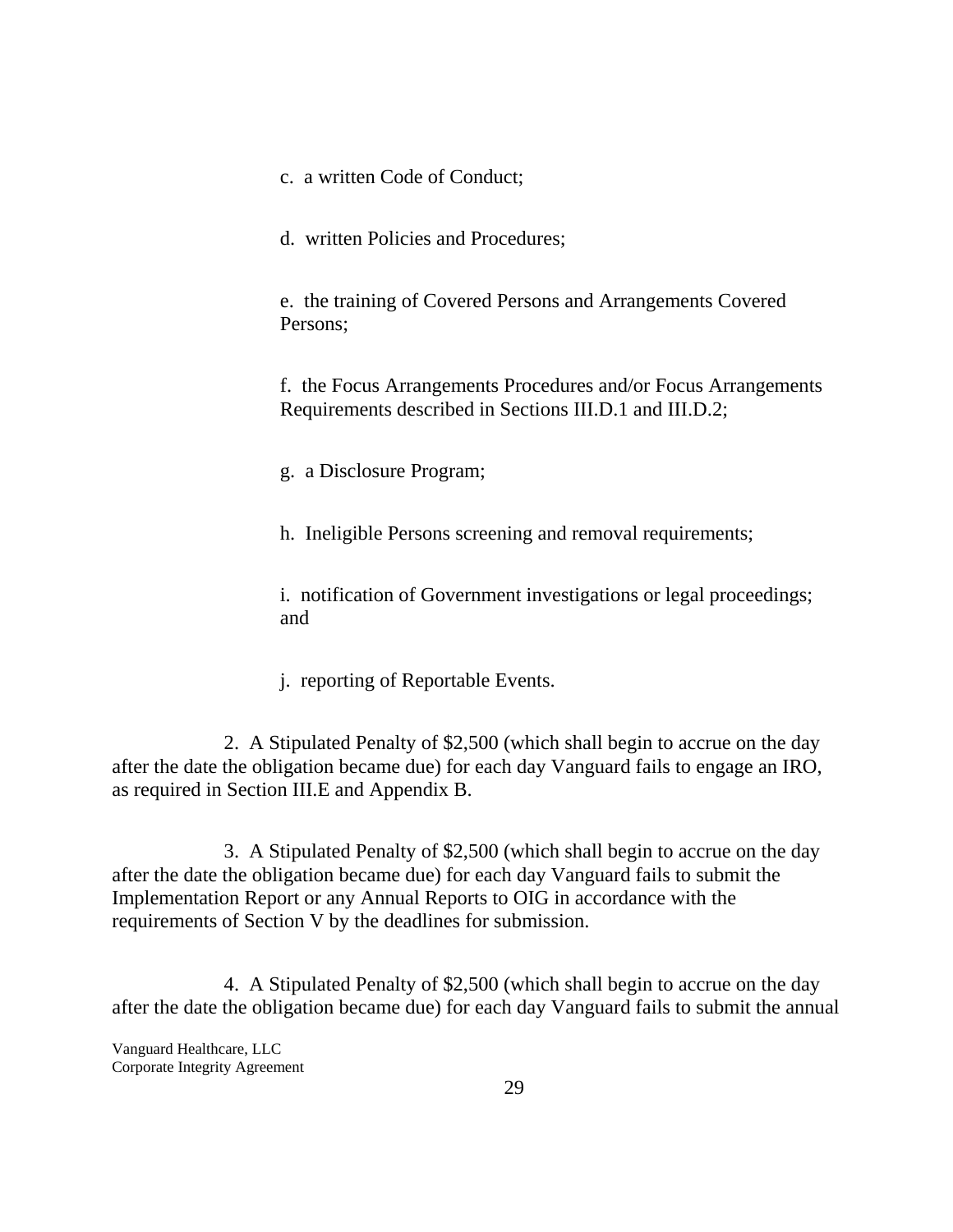c. a written Code of Conduct;

d. written Policies and Procedures;

e. the training of Covered Persons and Arrangements Covered Persons;

f. the Focus Arrangements Procedures and/or Focus Arrangements Requirements described in Sections III.D.1 and III.D.2;

g. a Disclosure Program;

h. Ineligible Persons screening and removal requirements;

i. notification of Government investigations or legal proceedings; and

j. reporting of Reportable Events.

2. A Stipulated Penalty of $2,500 (which shall begin to accrue on the day after the date the obligation became due) for each day Vanguard fails to engage an IRO, as required in Section III.E and Appendix B.

3. A Stipulated Penalty of $2,500 (which shall begin to accrue on the day after the date the obligation became due) for each day Vanguard fails to submit the Implementation Report or any Annual Reports to OIG in accordance with the requirements of Section V by the deadlines for submission.

4. A Stipulated Penalty of $2,500 (which shall begin to accrue on the day after the date the obligation became due) for each day Vanguard fails to submit the annual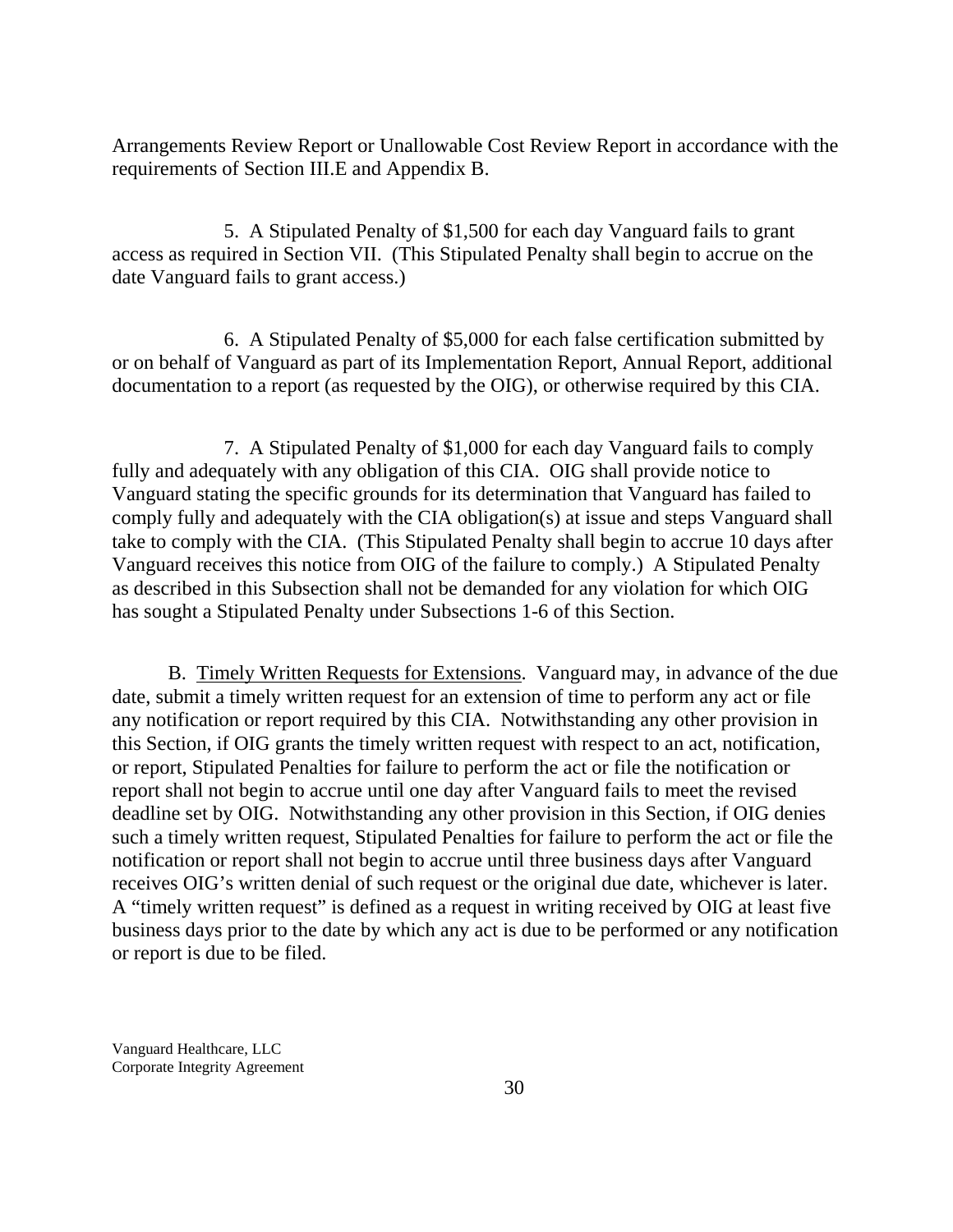Arrangements Review Report or Unallowable Cost Review Report in accordance with the requirements of Section III.E and Appendix B.

5. A Stipulated Penalty of $1,500 for each day Vanguard fails to grant access as required in Section VII. (This Stipulated Penalty shall begin to accrue on the date Vanguard fails to grant access.)

6. A Stipulated Penalty of $5,000 for each false certification submitted by or on behalf of Vanguard as part of its Implementation Report, Annual Report, additional documentation to a report (as requested by the OIG), or otherwise required by this CIA.

7. A Stipulated Penalty of $1,000 for each day Vanguard fails to comply fully and adequately with any obligation of this CIA. OIG shall provide notice to Vanguard stating the specific grounds for its determination that Vanguard has failed to comply fully and adequately with the CIA obligation(s) at issue and steps Vanguard shall take to comply with the CIA. (This Stipulated Penalty shall begin to accrue 10 days after Vanguard receives this notice from OIG of the failure to comply.) A Stipulated Penalty as described in this Subsection shall not be demanded for any violation for which OIG has sought a Stipulated Penalty under Subsections 1-6 of this Section.

B. Timely Written Requests for Extensions. Vanguard may, in advance of the due date, submit a timely written request for an extension of time to perform any act or file any notification or report required by this CIA. Notwithstanding any other provision in this Section, if OIG grants the timely written request with respect to an act, notification, or report, Stipulated Penalties for failure to perform the act or file the notification or report shall not begin to accrue until one day after Vanguard fails to meet the revised deadline set by OIG. Notwithstanding any other provision in this Section, if OIG denies such a timely written request, Stipulated Penalties for failure to perform the act or file the notification or report shall not begin to accrue until three business days after Vanguard receives OIG's written denial of such request or the original due date, whichever is later. A "timely written request" is defined as a request in writing received by OIG at least five business days prior to the date by which any act is due to be performed or any notification or report is due to be filed.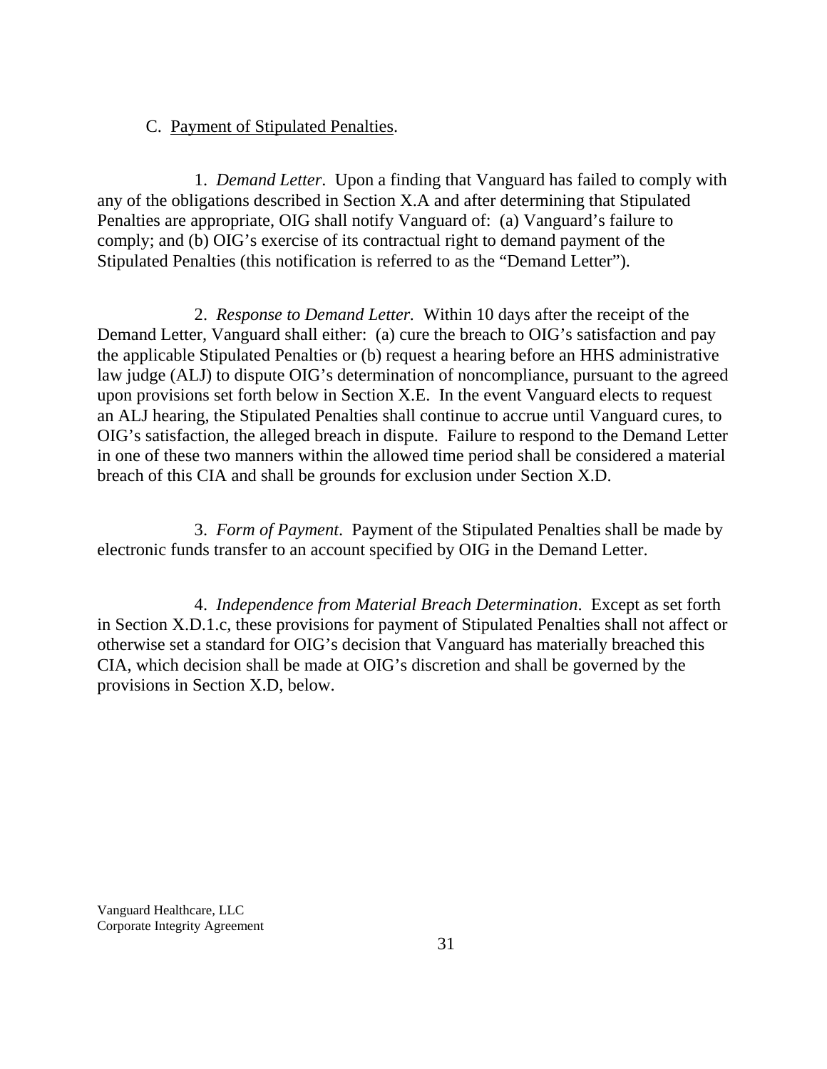C. Payment of Stipulated Penalties.

1. *Demand Letter*. Upon a finding that Vanguard has failed to comply with any of the obligations described in Section X.A and after determining that Stipulated Penalties are appropriate, OIG shall notify Vanguard of: (a) Vanguard's failure to comply; and (b) OIG's exercise of its contractual right to demand payment of the Stipulated Penalties (this notification is referred to as the "Demand Letter").

2. *Response to Demand Letter.* Within 10 days after the receipt of the Demand Letter, Vanguard shall either: (a) cure the breach to OIG's satisfaction and pay the applicable Stipulated Penalties or (b) request a hearing before an HHS administrative law judge (ALJ) to dispute OIG's determination of noncompliance, pursuant to the agreed upon provisions set forth below in Section X.E. In the event Vanguard elects to request an ALJ hearing, the Stipulated Penalties shall continue to accrue until Vanguard cures, to OIG's satisfaction, the alleged breach in dispute. Failure to respond to the Demand Letter in one of these two manners within the allowed time period shall be considered a material breach of this CIA and shall be grounds for exclusion under Section X.D.

3. *Form of Payment*. Payment of the Stipulated Penalties shall be made by electronic funds transfer to an account specified by OIG in the Demand Letter.

4. *Independence from Material Breach Determination*. Except as set forth in Section X.D.1.c, these provisions for payment of Stipulated Penalties shall not affect or otherwise set a standard for OIG's decision that Vanguard has materially breached this CIA, which decision shall be made at OIG's discretion and shall be governed by the provisions in Section X.D, below.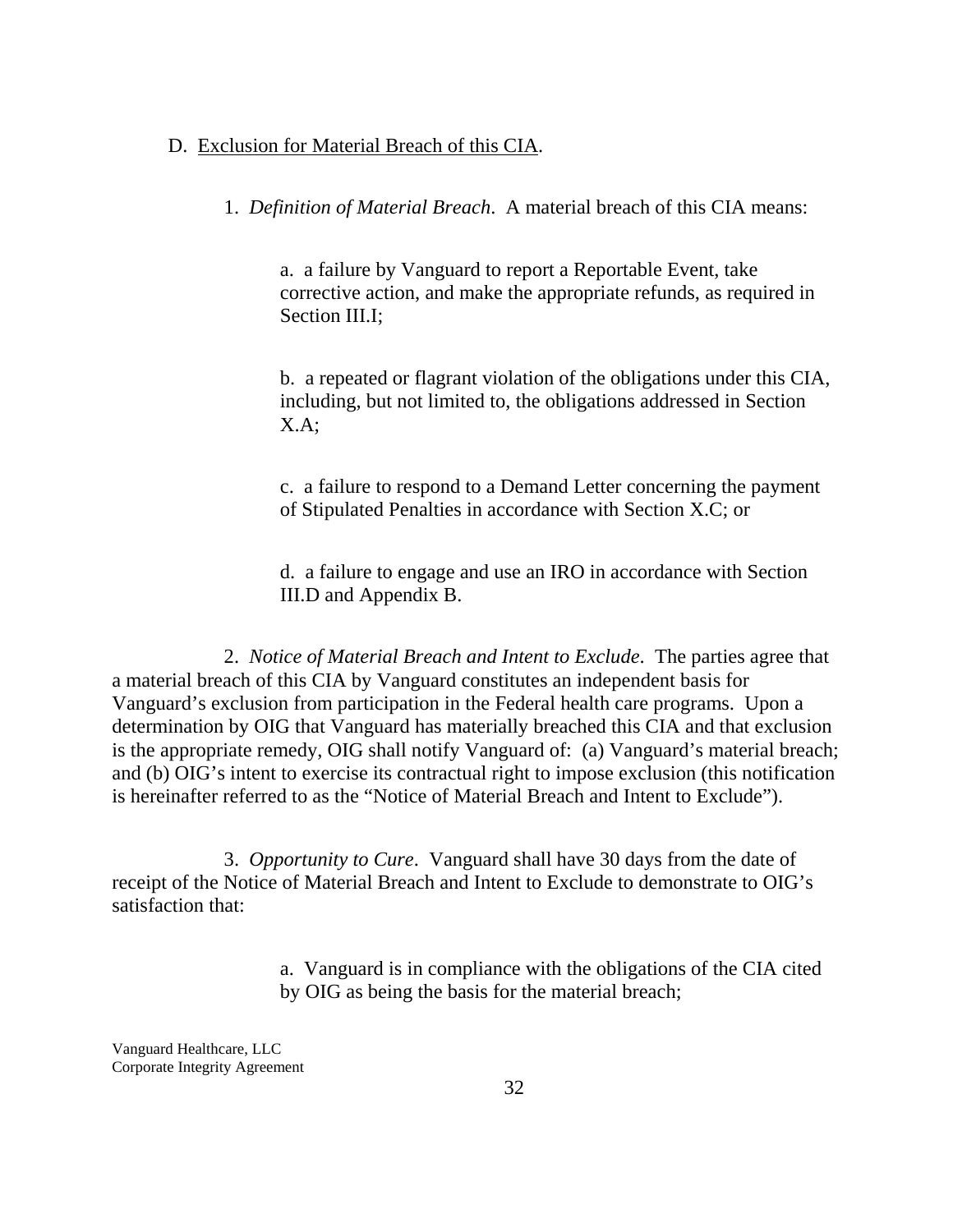D. Exclusion for Material Breach of this CIA.

1. *Definition of Material Breach*. A material breach of this CIA means:

a. a failure by Vanguard to report a Reportable Event, take corrective action, and make the appropriate refunds, as required in Section III.I;

b. a repeated or flagrant violation of the obligations under this CIA, including, but not limited to, the obligations addressed in Section X.A;

c. a failure to respond to a Demand Letter concerning the payment of Stipulated Penalties in accordance with Section X.C; or

d. a failure to engage and use an IRO in accordance with Section III.D and Appendix B.

2. *Notice of Material Breach and Intent to Exclude*. The parties agree that a material breach of this CIA by Vanguard constitutes an independent basis for Vanguard's exclusion from participation in the Federal health care programs. Upon a determination by OIG that Vanguard has materially breached this CIA and that exclusion is the appropriate remedy, OIG shall notify Vanguard of: (a) Vanguard's material breach; and (b) OIG's intent to exercise its contractual right to impose exclusion (this notification is hereinafter referred to as the "Notice of Material Breach and Intent to Exclude").

3. *Opportunity to Cure*. Vanguard shall have 30 days from the date of receipt of the Notice of Material Breach and Intent to Exclude to demonstrate to OIG's satisfaction that:

a. Vanguard is in compliance with the obligations of the CIA cited by OIG as being the basis for the material breach;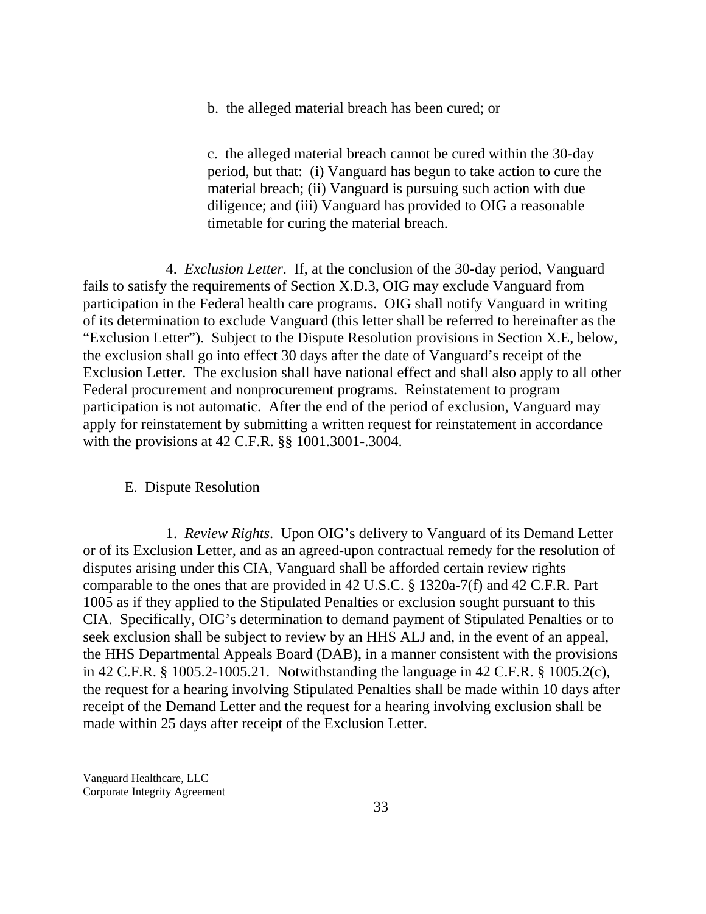b. the alleged material breach has been cured; or

c. the alleged material breach cannot be cured within the 30-day period, but that: (i) Vanguard has begun to take action to cure the material breach; (ii) Vanguard is pursuing such action with due diligence; and (iii) Vanguard has provided to OIG a reasonable timetable for curing the material breach.

4. *Exclusion Letter*. If, at the conclusion of the 30-day period, Vanguard fails to satisfy the requirements of Section X.D.3, OIG may exclude Vanguard from participation in the Federal health care programs. OIG shall notify Vanguard in writing of its determination to exclude Vanguard (this letter shall be referred to hereinafter as the "Exclusion Letter"). Subject to the Dispute Resolution provisions in Section X.E, below, the exclusion shall go into effect 30 days after the date of Vanguard's receipt of the Exclusion Letter. The exclusion shall have national effect and shall also apply to all other Federal procurement and nonprocurement programs. Reinstatement to program participation is not automatic. After the end of the period of exclusion, Vanguard may apply for reinstatement by submitting a written request for reinstatement in accordance with the provisions at 42 C.F.R. §§ 1001.3001-.3004.

E. Dispute Resolution

1. *Review Rights*. Upon OIG's delivery to Vanguard of its Demand Letter or of its Exclusion Letter, and as an agreed-upon contractual remedy for the resolution of disputes arising under this CIA, Vanguard shall be afforded certain review rights comparable to the ones that are provided in 42 U.S.C. § 1320a-7(f) and 42 C.F.R. Part 1005 as if they applied to the Stipulated Penalties or exclusion sought pursuant to this CIA. Specifically, OIG's determination to demand payment of Stipulated Penalties or to seek exclusion shall be subject to review by an HHS ALJ and, in the event of an appeal, the HHS Departmental Appeals Board (DAB), in a manner consistent with the provisions in 42 C.F.R. § 1005.2-1005.21. Notwithstanding the language in 42 C.F.R. § 1005.2(c), the request for a hearing involving Stipulated Penalties shall be made within 10 days after receipt of the Demand Letter and the request for a hearing involving exclusion shall be made within 25 days after receipt of the Exclusion Letter.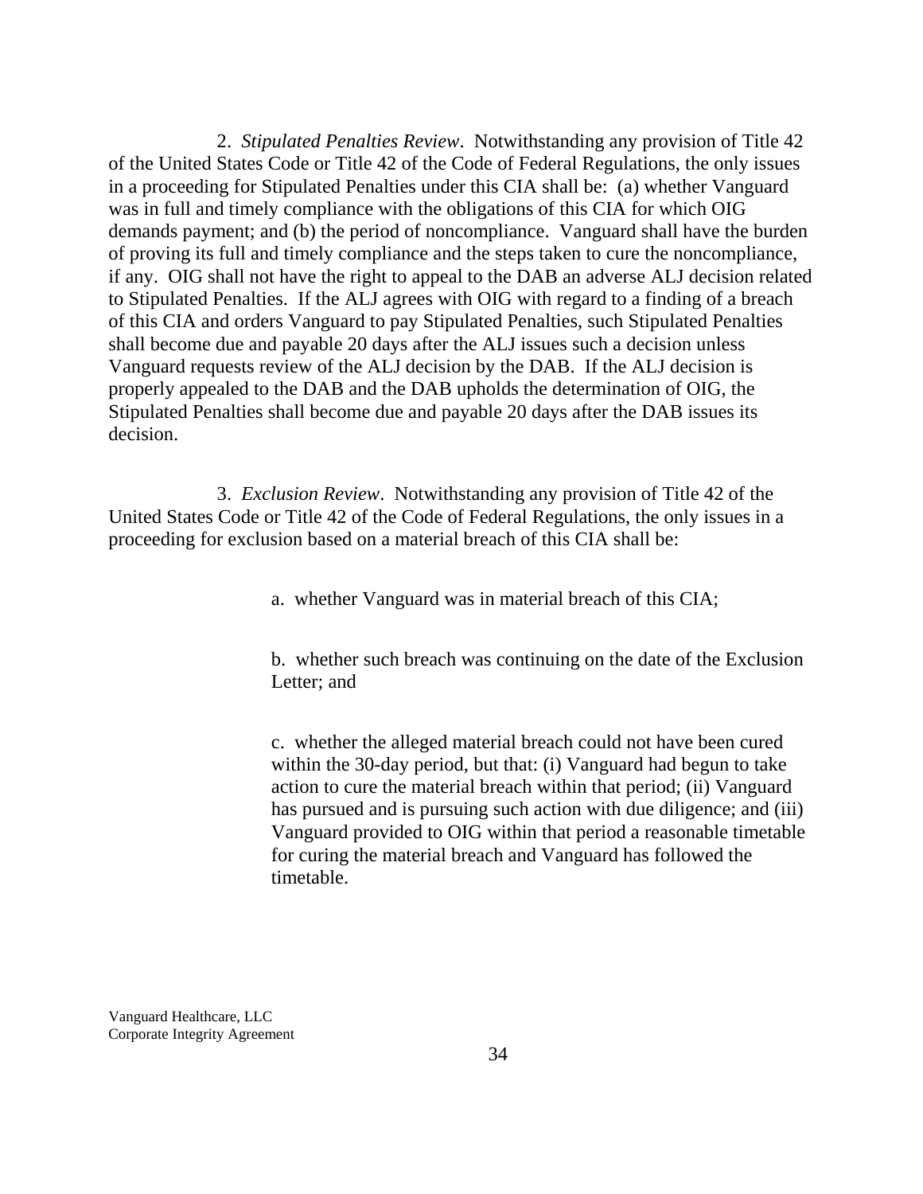2. *Stipulated Penalties Review*. Notwithstanding any provision of Title 42 of the United States Code or Title 42 of the Code of Federal Regulations, the only issues in a proceeding for Stipulated Penalties under this CIA shall be: (a) whether Vanguard was in full and timely compliance with the obligations of this CIA for which OIG demands payment; and (b) the period of noncompliance. Vanguard shall have the burden of proving its full and timely compliance and the steps taken to cure the noncompliance, if any. OIG shall not have the right to appeal to the DAB an adverse ALJ decision related to Stipulated Penalties. If the ALJ agrees with OIG with regard to a finding of a breach of this CIA and orders Vanguard to pay Stipulated Penalties, such Stipulated Penalties shall become due and payable 20 days after the ALJ issues such a decision unless Vanguard requests review of the ALJ decision by the DAB. If the ALJ decision is properly appealed to the DAB and the DAB upholds the determination of OIG, the Stipulated Penalties shall become due and payable 20 days after the DAB issues its decision.

3. *Exclusion Review*. Notwithstanding any provision of Title 42 of the United States Code or Title 42 of the Code of Federal Regulations, the only issues in a proceeding for exclusion based on a material breach of this CIA shall be:

a. whether Vanguard was in material breach of this CIA;

b. whether such breach was continuing on the date of the Exclusion Letter; and

c. whether the alleged material breach could not have been cured within the 30-day period, but that: (i) Vanguard had begun to take action to cure the material breach within that period; (ii) Vanguard has pursued and is pursuing such action with due diligence; and (iii) Vanguard provided to OIG within that period a reasonable timetable for curing the material breach and Vanguard has followed the timetable.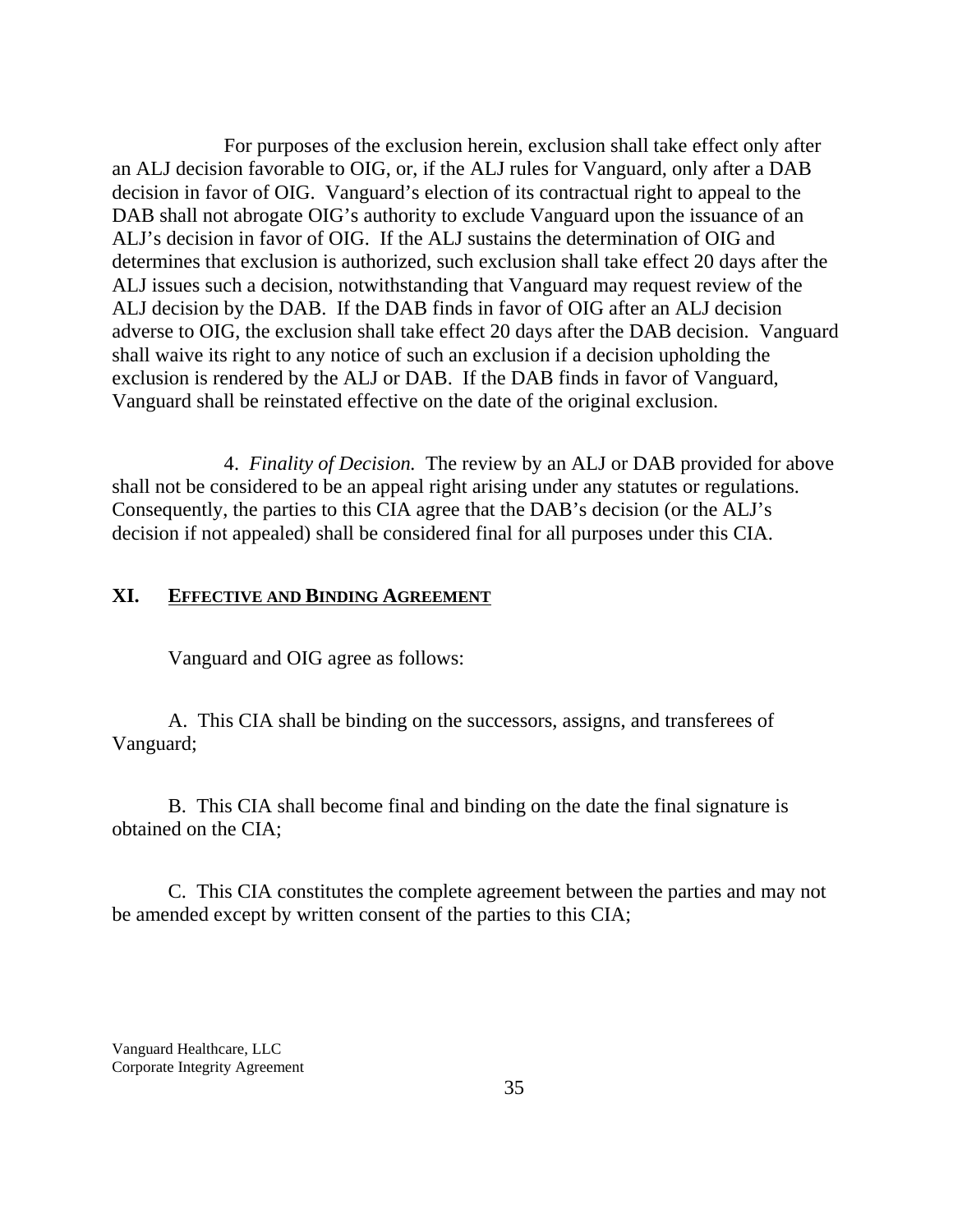For purposes of the exclusion herein, exclusion shall take effect only after an ALJ decision favorable to OIG, or, if the ALJ rules for Vanguard, only after a DAB decision in favor of OIG. Vanguard's election of its contractual right to appeal to the DAB shall not abrogate OIG's authority to exclude Vanguard upon the issuance of an ALJ's decision in favor of OIG. If the ALJ sustains the determination of OIG and determines that exclusion is authorized, such exclusion shall take effect 20 days after the ALJ issues such a decision, notwithstanding that Vanguard may request review of the ALJ decision by the DAB. If the DAB finds in favor of OIG after an ALJ decision adverse to OIG, the exclusion shall take effect 20 days after the DAB decision. Vanguard shall waive its right to any notice of such an exclusion if a decision upholding the exclusion is rendered by the ALJ or DAB. If the DAB finds in favor of Vanguard, Vanguard shall be reinstated effective on the date of the original exclusion.

4. *Finality of Decision.* The review by an ALJ or DAB provided for above shall not be considered to be an appeal right arising under any statutes or regulations. Consequently, the parties to this CIA agree that the DAB's decision (or the ALJ's decision if not appealed) shall be considered final for all purposes under this CIA.

## XI. EFFECTIVE AND BINDING AGREEMENT

Vanguard and OIG agree as follows:

A. This CIA shall be binding on the successors, assigns, and transferees of Vanguard;

B. This CIA shall become final and binding on the date the final signature is obtained on the CIA;

C. This CIA constitutes the complete agreement between the parties and may not be amended except by written consent of the parties to this CIA;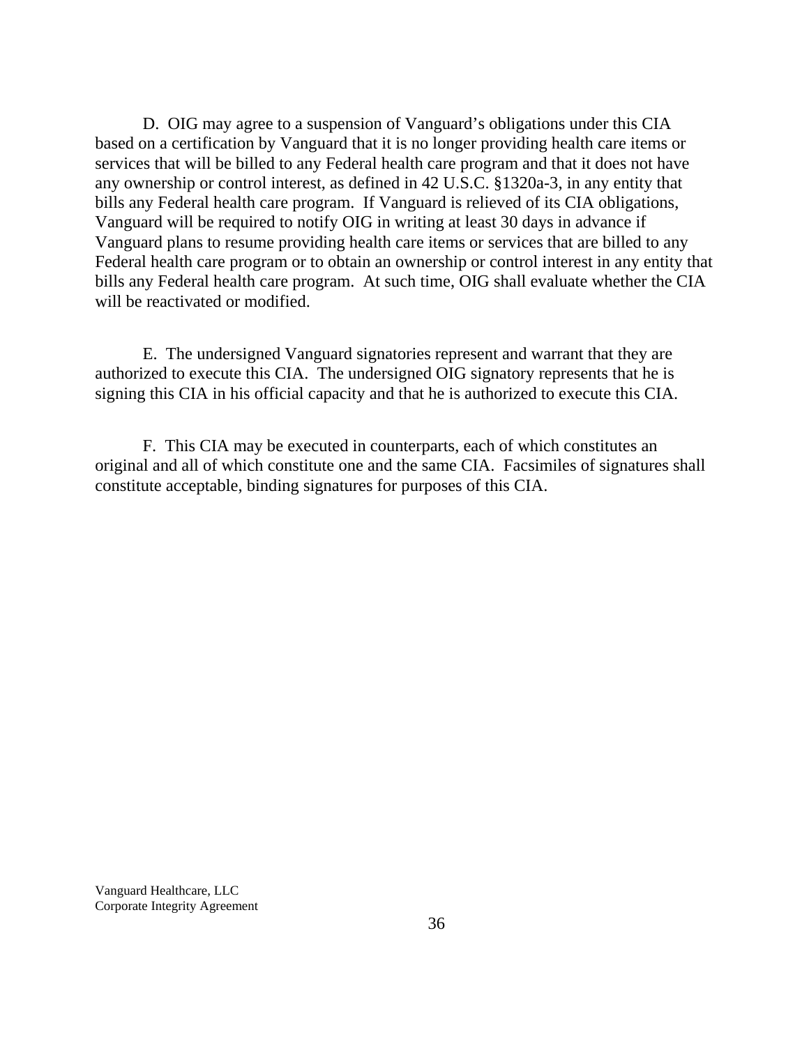D. OIG may agree to a suspension of Vanguard's obligations under this CIA based on a certification by Vanguard that it is no longer providing health care items or services that will be billed to any Federal health care program and that it does not have any ownership or control interest, as defined in 42 U.S.C. §1320a-3, in any entity that bills any Federal health care program. If Vanguard is relieved of its CIA obligations, Vanguard will be required to notify OIG in writing at least 30 days in advance if Vanguard plans to resume providing health care items or services that are billed to any Federal health care program or to obtain an ownership or control interest in any entity that bills any Federal health care program. At such time, OIG shall evaluate whether the CIA will be reactivated or modified.

E. The undersigned Vanguard signatories represent and warrant that they are authorized to execute this CIA. The undersigned OIG signatory represents that he is signing this CIA in his official capacity and that he is authorized to execute this CIA.

F. This CIA may be executed in counterparts, each of which constitutes an original and all of which constitute one and the same CIA. Facsimiles of signatures shall constitute acceptable, binding signatures for purposes of this CIA.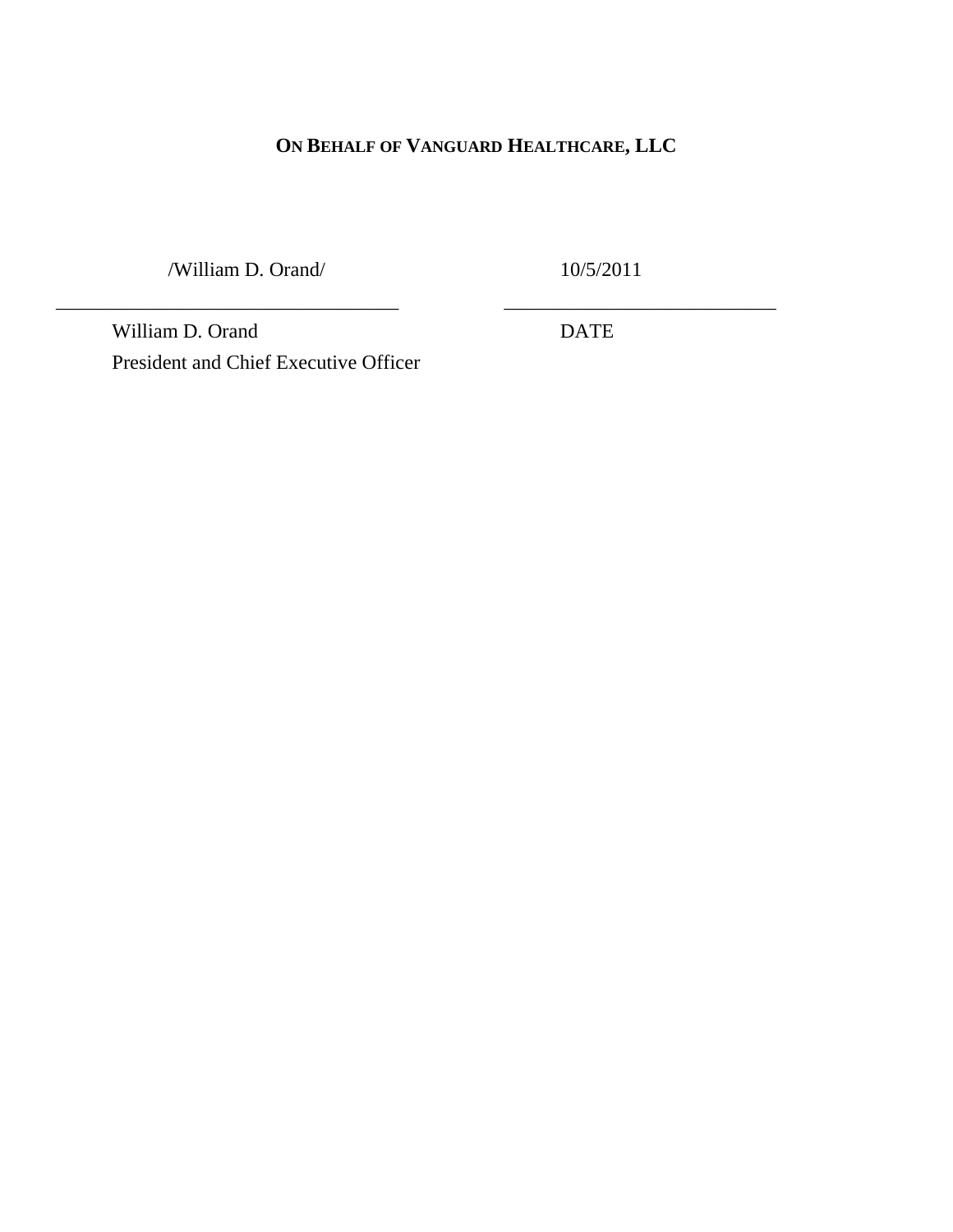**ON BEHALF OF VANGUARD HEALTHCARE, LLC**

/William D. Orand/ 10/5/2011

\_\_\_\_\_\_\_\_\_\_\_\_\_\_\_\_\_\_\_\_\_\_\_\_\_\_\_\_\_\_\_\_\_\_\_\_ \_\_\_\_\_\_\_\_\_\_\_\_\_\_\_\_\_\_\_\_\_\_\_\_\_\_\_\_\_\_

William D. Orand DATE

President and Chief Executive Officer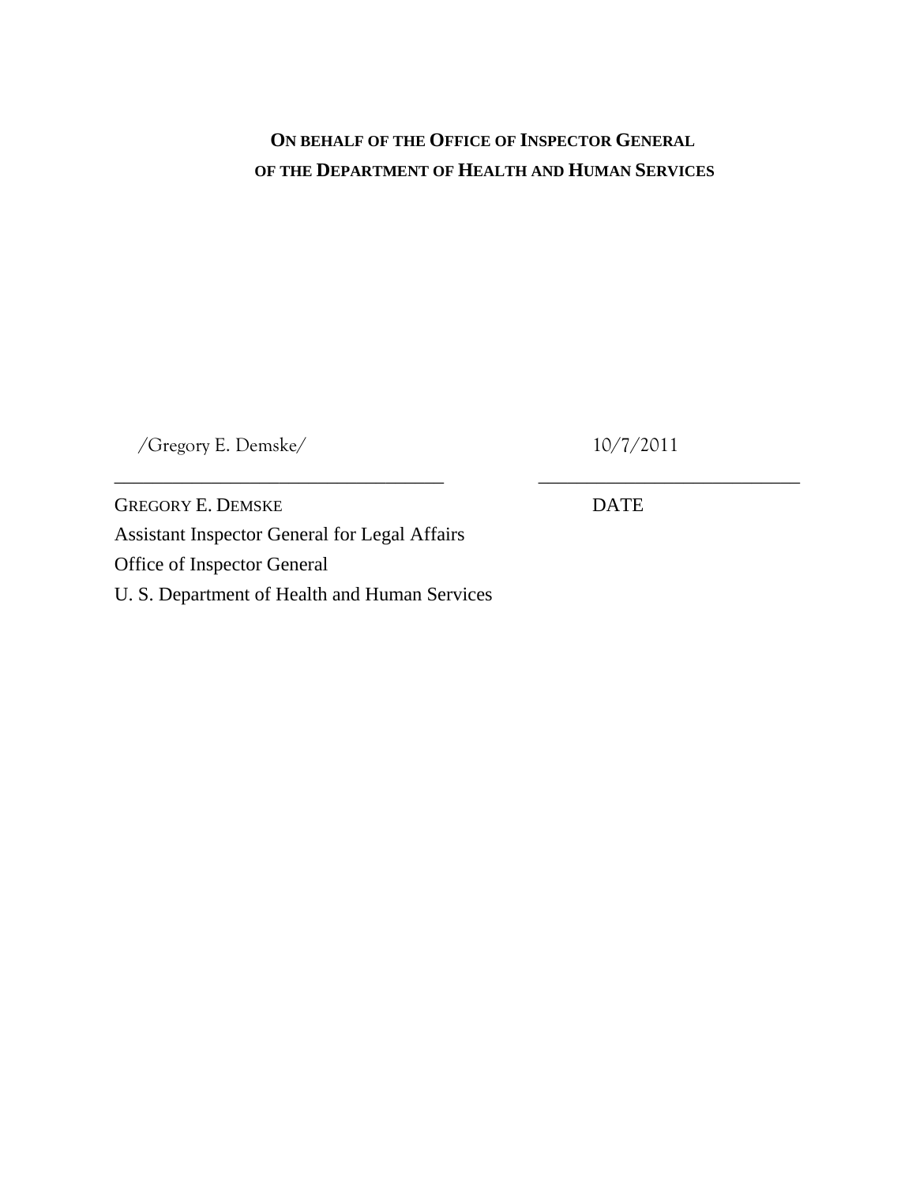**ON BEHALF OF THE OFFICE OF INSPECTOR GENERAL**
**OF THE DEPARTMENT OF HEALTH AND HUMAN SERVICES**

/Gregory E. Demske/ 10/7/2011

_________________________________ _________________________

GREGORY E. DEMSKE DATE
Assistant Inspector General for Legal Affairs
Office of Inspector General
U. S. Department of Health and Human Services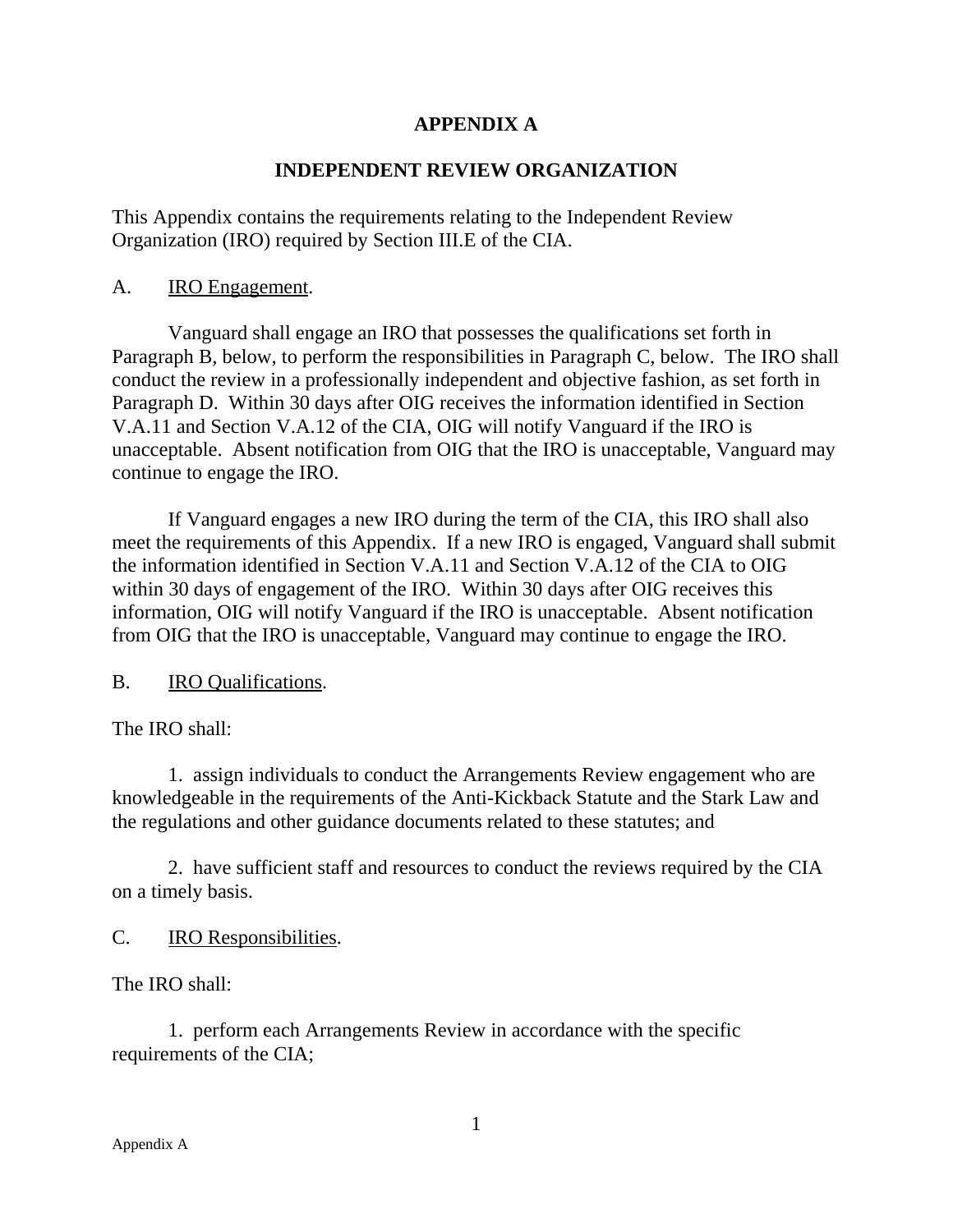# APPENDIX A

## INDEPENDENT REVIEW ORGANIZATION

This Appendix contains the requirements relating to the Independent Review Organization (IRO) required by Section III.E of the CIA.

A. <u>IRO Engagement</u>.

Vanguard shall engage an IRO that possesses the qualifications set forth in Paragraph B, below, to perform the responsibilities in Paragraph C, below. The IRO shall conduct the review in a professionally independent and objective fashion, as set forth in Paragraph D. Within 30 days after OIG receives the information identified in Section V.A.11 and Section V.A.12 of the CIA, OIG will notify Vanguard if the IRO is unacceptable. Absent notification from OIG that the IRO is unacceptable, Vanguard may continue to engage the IRO.

If Vanguard engages a new IRO during the term of the CIA, this IRO shall also meet the requirements of this Appendix. If a new IRO is engaged, Vanguard shall submit the information identified in Section V.A.11 and Section V.A.12 of the CIA to OIG within 30 days of engagement of the IRO. Within 30 days after OIG receives this information, OIG will notify Vanguard if the IRO is unacceptable. Absent notification from OIG that the IRO is unacceptable, Vanguard may continue to engage the IRO.

B. <u>IRO Qualifications</u>.

The IRO shall:

1. assign individuals to conduct the Arrangements Review engagement who are knowledgeable in the requirements of the Anti-Kickback Statute and the Stark Law and the regulations and other guidance documents related to these statutes; and

2. have sufficient staff and resources to conduct the reviews required by the CIA on a timely basis.

C. <u>IRO Responsibilities</u>.

The IRO shall:

1. perform each Arrangements Review in accordance with the specific requirements of the CIA;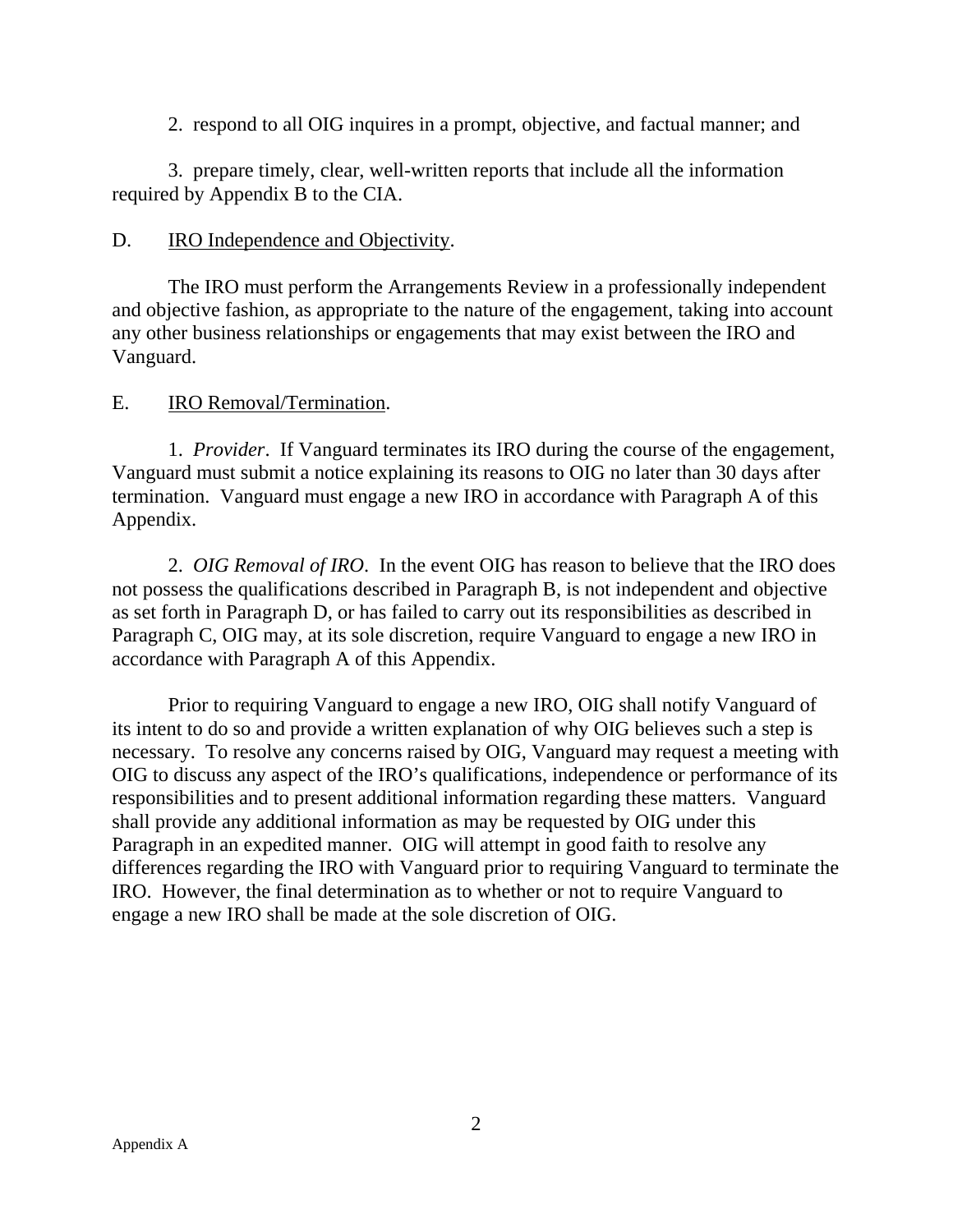2. respond to all OIG inquires in a prompt, objective, and factual manner; and

3. prepare timely, clear, well-written reports that include all the information required by Appendix B to the CIA.

D. IRO Independence and Objectivity.

The IRO must perform the Arrangements Review in a professionally independent and objective fashion, as appropriate to the nature of the engagement, taking into account any other business relationships or engagements that may exist between the IRO and Vanguard.

E. IRO Removal/Termination.

1. *Provider*. If Vanguard terminates its IRO during the course of the engagement, Vanguard must submit a notice explaining its reasons to OIG no later than 30 days after termination. Vanguard must engage a new IRO in accordance with Paragraph A of this Appendix.

2. *OIG Removal of IRO*. In the event OIG has reason to believe that the IRO does not possess the qualifications described in Paragraph B, is not independent and objective as set forth in Paragraph D, or has failed to carry out its responsibilities as described in Paragraph C, OIG may, at its sole discretion, require Vanguard to engage a new IRO in accordance with Paragraph A of this Appendix.

Prior to requiring Vanguard to engage a new IRO, OIG shall notify Vanguard of its intent to do so and provide a written explanation of why OIG believes such a step is necessary. To resolve any concerns raised by OIG, Vanguard may request a meeting with OIG to discuss any aspect of the IRO's qualifications, independence or performance of its responsibilities and to present additional information regarding these matters. Vanguard shall provide any additional information as may be requested by OIG under this Paragraph in an expedited manner. OIG will attempt in good faith to resolve any differences regarding the IRO with Vanguard prior to requiring Vanguard to terminate the IRO. However, the final determination as to whether or not to require Vanguard to engage a new IRO shall be made at the sole discretion of OIG.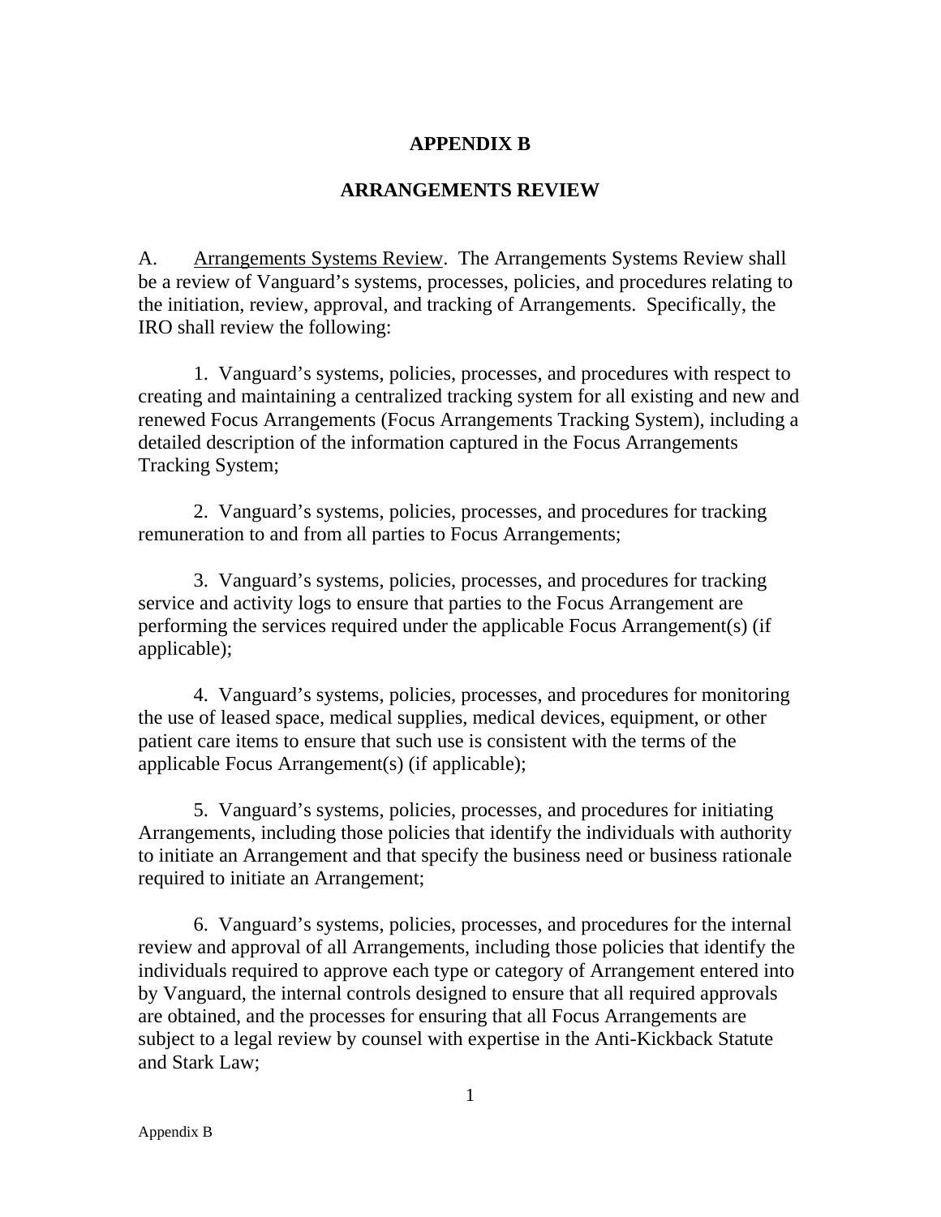# APPENDIX B

## ARRANGEMENTS REVIEW

A. <u>Arrangements Systems Review</u>. The Arrangements Systems Review shall be a review of Vanguard's systems, processes, policies, and procedures relating to the initiation, review, approval, and tracking of Arrangements. Specifically, the IRO shall review the following:

1. Vanguard's systems, policies, processes, and procedures with respect to creating and maintaining a centralized tracking system for all existing and new and renewed Focus Arrangements (Focus Arrangements Tracking System), including a detailed description of the information captured in the Focus Arrangements Tracking System;

2. Vanguard's systems, policies, processes, and procedures for tracking remuneration to and from all parties to Focus Arrangements;

3. Vanguard's systems, policies, processes, and procedures for tracking service and activity logs to ensure that parties to the Focus Arrangement are performing the services required under the applicable Focus Arrangement(s) (if applicable);

4. Vanguard's systems, policies, processes, and procedures for monitoring the use of leased space, medical supplies, medical devices, equipment, or other patient care items to ensure that such use is consistent with the terms of the applicable Focus Arrangement(s) (if applicable);

5. Vanguard's systems, policies, processes, and procedures for initiating Arrangements, including those policies that identify the individuals with authority to initiate an Arrangement and that specify the business need or business rationale required to initiate an Arrangement;

6. Vanguard's systems, policies, processes, and procedures for the internal review and approval of all Arrangements, including those policies that identify the individuals required to approve each type or category of Arrangement entered into by Vanguard, the internal controls designed to ensure that all required approvals are obtained, and the processes for ensuring that all Focus Arrangements are subject to a legal review by counsel with expertise in the Anti-Kickback Statute and Stark Law;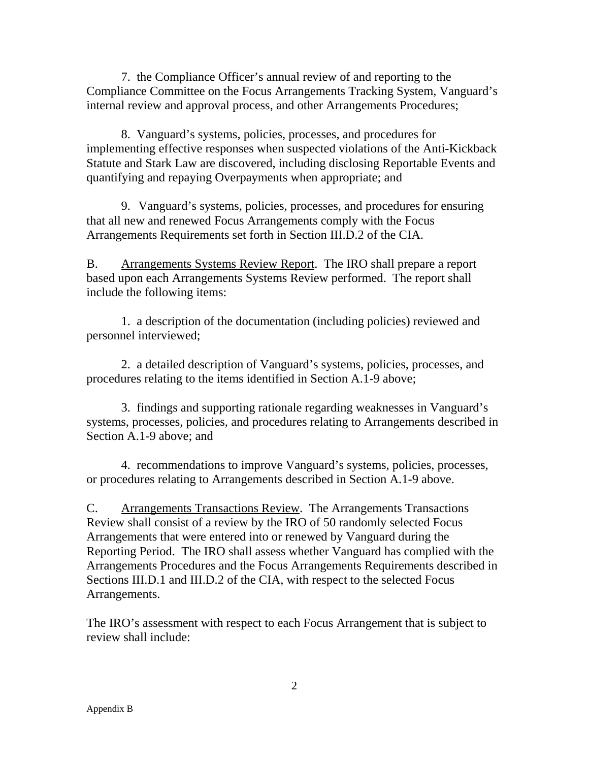7. the Compliance Officer's annual review of and reporting to the Compliance Committee on the Focus Arrangements Tracking System, Vanguard's internal review and approval process, and other Arrangements Procedures;

8. Vanguard's systems, policies, processes, and procedures for implementing effective responses when suspected violations of the Anti-Kickback Statute and Stark Law are discovered, including disclosing Reportable Events and quantifying and repaying Overpayments when appropriate; and

9. Vanguard's systems, policies, processes, and procedures for ensuring that all new and renewed Focus Arrangements comply with the Focus Arrangements Requirements set forth in Section III.D.2 of the CIA.

B. Arrangements Systems Review Report. The IRO shall prepare a report based upon each Arrangements Systems Review performed. The report shall include the following items:

1. a description of the documentation (including policies) reviewed and personnel interviewed;

2. a detailed description of Vanguard's systems, policies, processes, and procedures relating to the items identified in Section A.1-9 above;

3. findings and supporting rationale regarding weaknesses in Vanguard's systems, processes, policies, and procedures relating to Arrangements described in Section A.1-9 above; and

4. recommendations to improve Vanguard's systems, policies, processes, or procedures relating to Arrangements described in Section A.1-9 above.

C. Arrangements Transactions Review. The Arrangements Transactions Review shall consist of a review by the IRO of 50 randomly selected Focus Arrangements that were entered into or renewed by Vanguard during the Reporting Period. The IRO shall assess whether Vanguard has complied with the Arrangements Procedures and the Focus Arrangements Requirements described in Sections III.D.1 and III.D.2 of the CIA, with respect to the selected Focus Arrangements.

The IRO's assessment with respect to each Focus Arrangement that is subject to review shall include: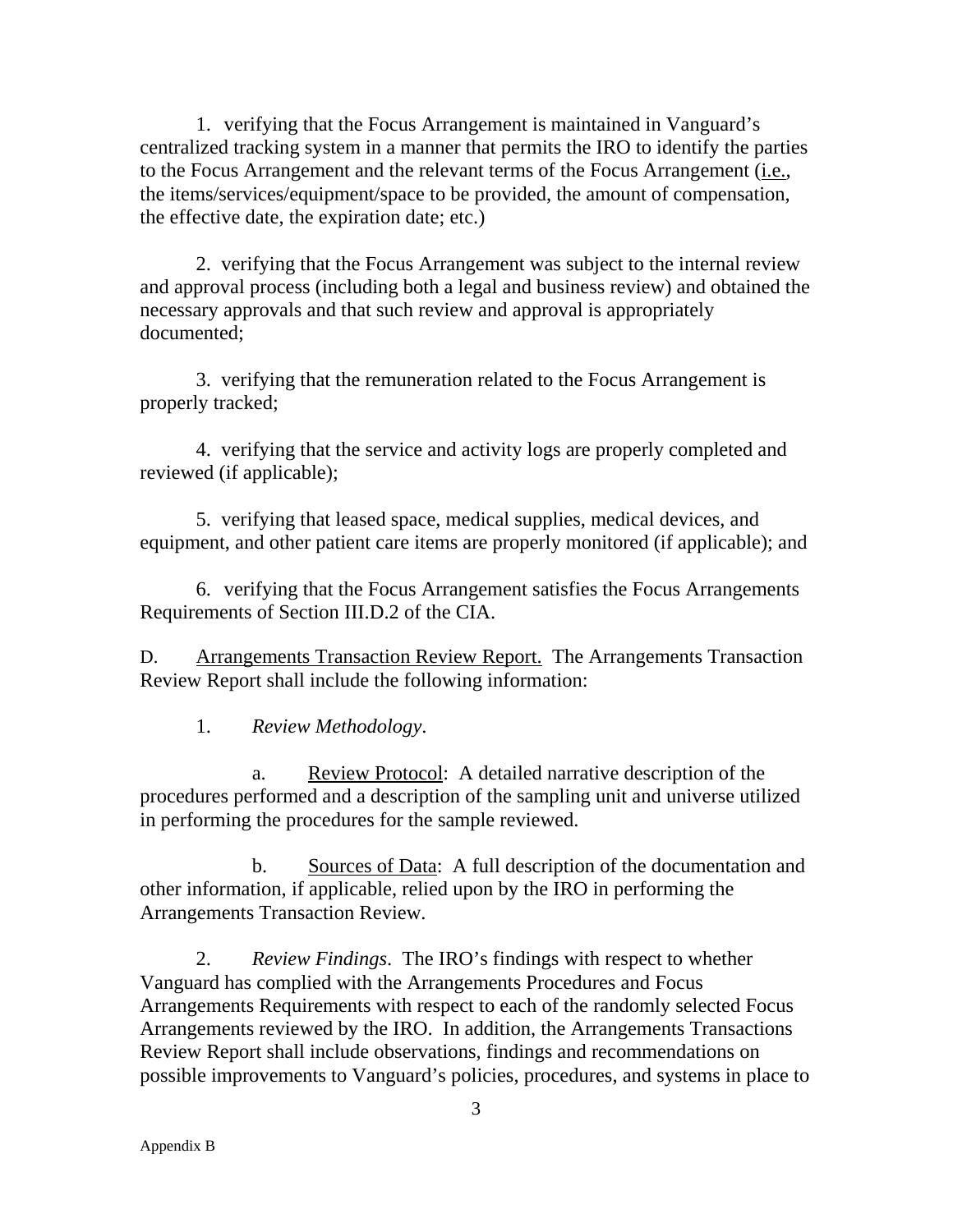1. verifying that the Focus Arrangement is maintained in Vanguard's centralized tracking system in a manner that permits the IRO to identify the parties to the Focus Arrangement and the relevant terms of the Focus Arrangement (i.e., the items/services/equipment/space to be provided, the amount of compensation, the effective date, the expiration date; etc.)

2. verifying that the Focus Arrangement was subject to the internal review and approval process (including both a legal and business review) and obtained the necessary approvals and that such review and approval is appropriately documented;

3. verifying that the remuneration related to the Focus Arrangement is properly tracked;

4. verifying that the service and activity logs are properly completed and reviewed (if applicable);

5. verifying that leased space, medical supplies, medical devices, and equipment, and other patient care items are properly monitored (if applicable); and

6. verifying that the Focus Arrangement satisfies the Focus Arrangements Requirements of Section III.D.2 of the CIA.

D. Arrangements Transaction Review Report. The Arrangements Transaction Review Report shall include the following information:

1. *Review Methodology*.

a. Review Protocol: A detailed narrative description of the procedures performed and a description of the sampling unit and universe utilized in performing the procedures for the sample reviewed.

b. Sources of Data: A full description of the documentation and other information, if applicable, relied upon by the IRO in performing the Arrangements Transaction Review.

2. *Review Findings*. The IRO's findings with respect to whether Vanguard has complied with the Arrangements Procedures and Focus Arrangements Requirements with respect to each of the randomly selected Focus Arrangements reviewed by the IRO. In addition, the Arrangements Transactions Review Report shall include observations, findings and recommendations on possible improvements to Vanguard's policies, procedures, and systems in place to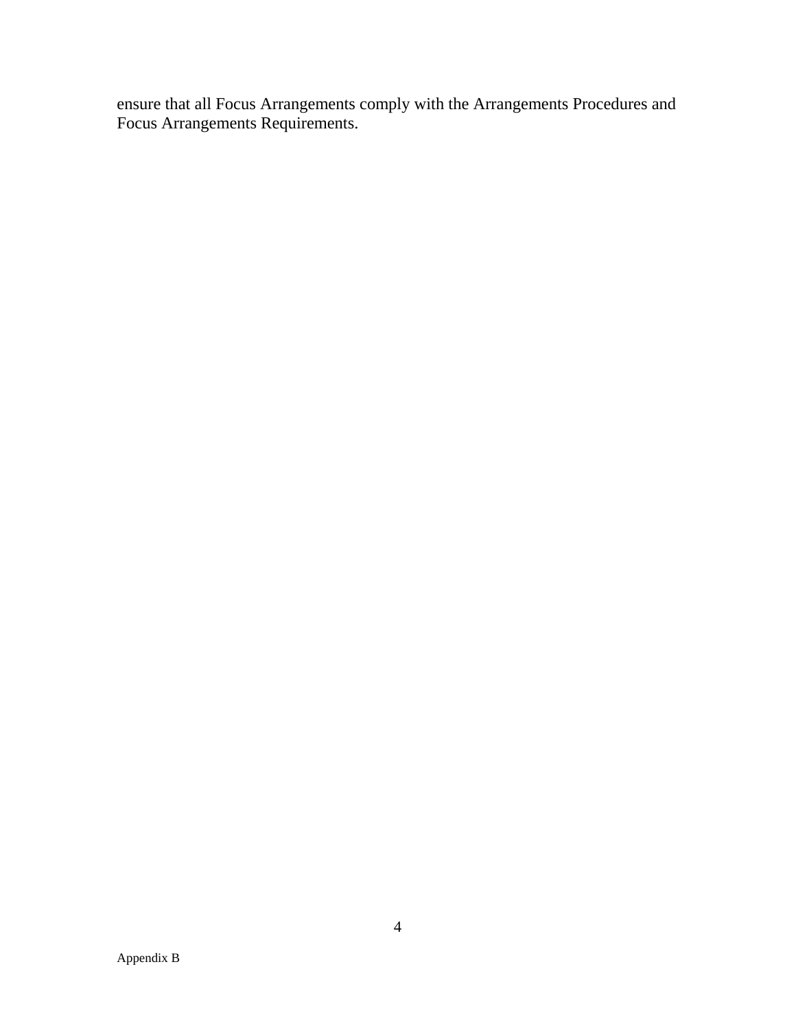ensure that all Focus Arrangements comply with the Arrangements Procedures and Focus Arrangements Requirements.